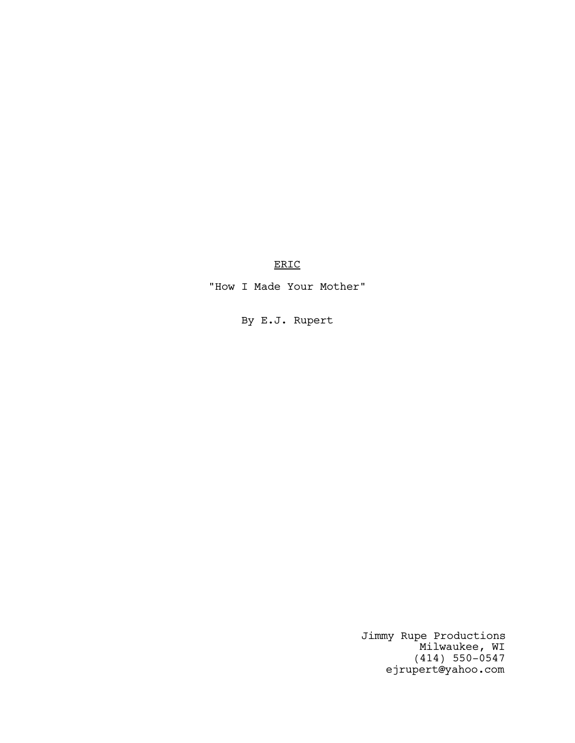<u>ERIC</u>

"How I Made Your Mother"

By E.J. Rupert

Jimmy Rupe Productions
Milwaukee, WI
(414) 550-0547
ejrupert@yahoo.com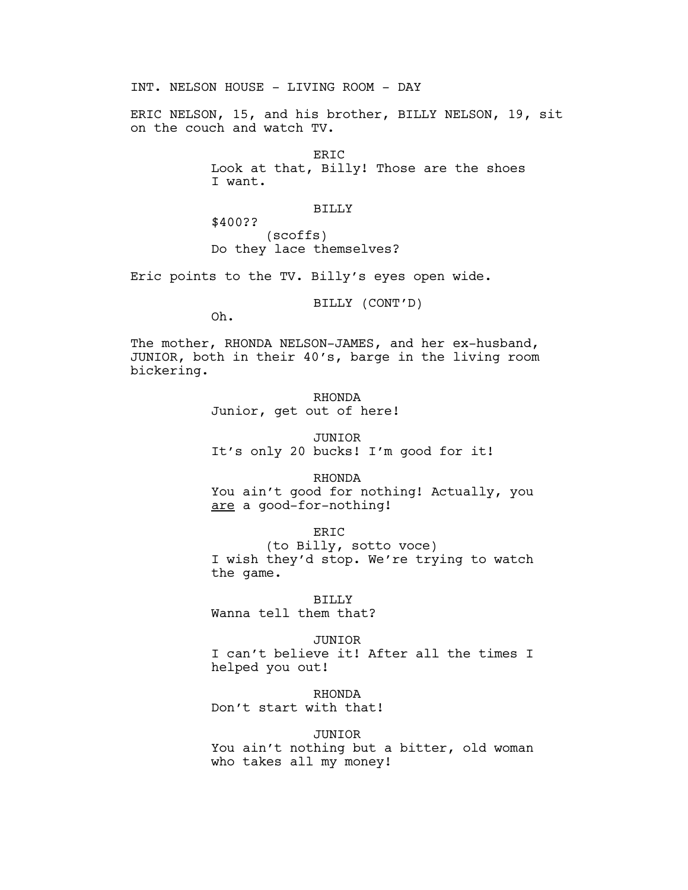INT. NELSON HOUSE - LIVING ROOM - DAY

ERIC NELSON, 15, and his brother, BILLY NELSON, 19, sit on the couch and watch TV.

ERIC
Look at that, Billy! Those are the shoes I want.

BILLY
$400??
(scoffs)
Do they lace themselves?

Eric points to the TV. Billy's eyes open wide.

BILLY (CONT'D)
Oh.

The mother, RHONDA NELSON-JAMES, and her ex-husband, JUNIOR, both in their 40's, barge in the living room bickering.

RHONDA
Junior, get out of here!

JUNIOR
It's only 20 bucks! I'm good for it!

RHONDA
You ain't good for nothing! Actually, you <u>are</u> a good-for-nothing!

ERIC
(to Billy, sotto voce)
I wish they'd stop. We're trying to watch the game.

BILLY
Wanna tell them that?

JUNIOR
I can't believe it! After all the times I helped you out!

RHONDA
Don't start with that!

JUNIOR
You ain't nothing but a bitter, old woman who takes all my money!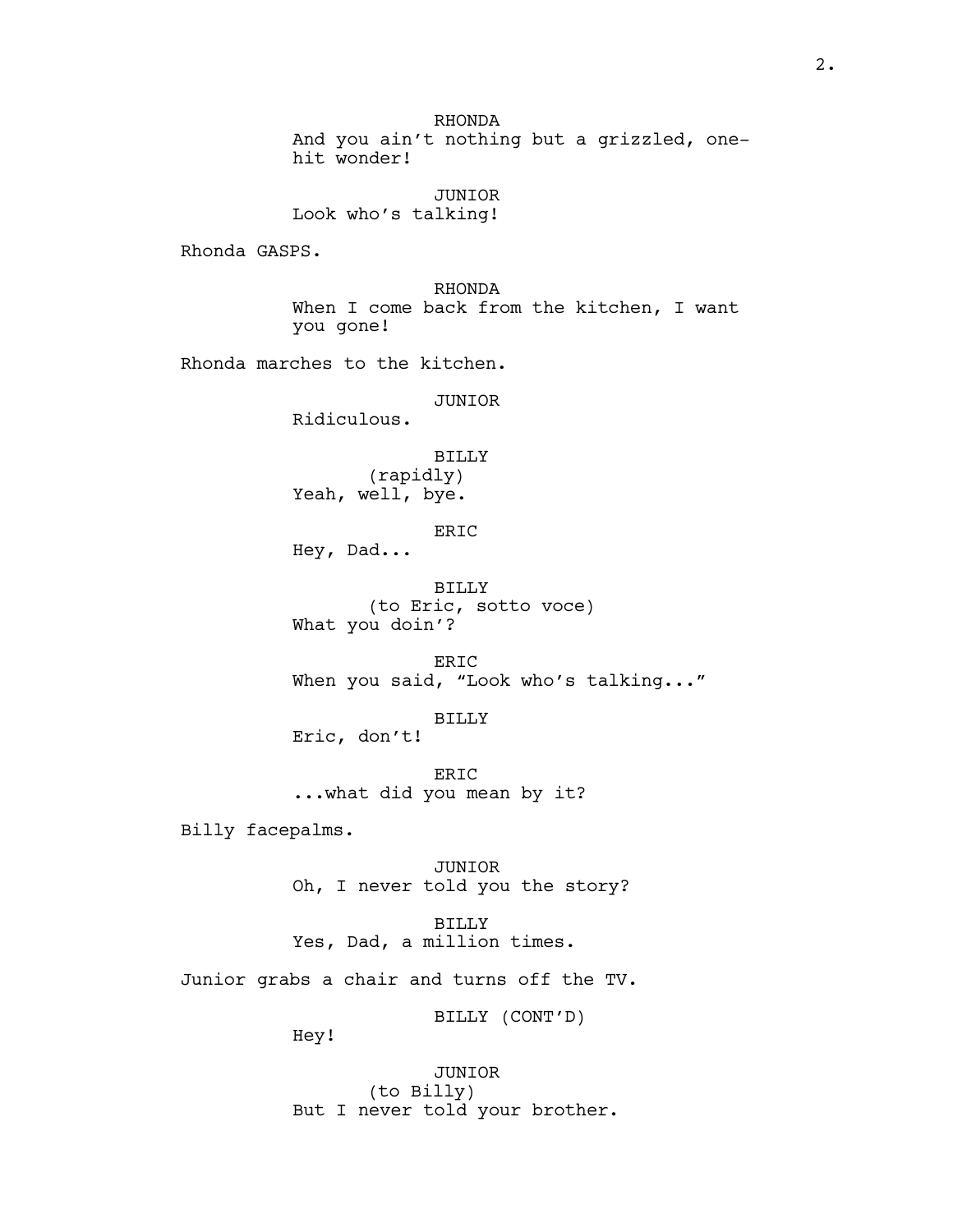RHONDA
And you ain't nothing but a grizzled, one-hit wonder!

JUNIOR
Look who's talking!

Rhonda GASPS.

RHONDA
When I come back from the kitchen, I want you gone!

Rhonda marches to the kitchen.

JUNIOR
Ridiculous.

BILLY
(rapidly)
Yeah, well, bye.

ERIC
Hey, Dad...

BILLY
(to Eric, sotto voce)
What you doin'?

ERIC
When you said, "Look who's talking..."

BILLY
Eric, don't!

ERIC
...what did you mean by it?

Billy facepalms.

JUNIOR
Oh, I never told you the story?

BILLY
Yes, Dad, a million times.

Junior grabs a chair and turns off the TV.

BILLY (CONT'D)
Hey!

JUNIOR
(to Billy)
But I never told your brother.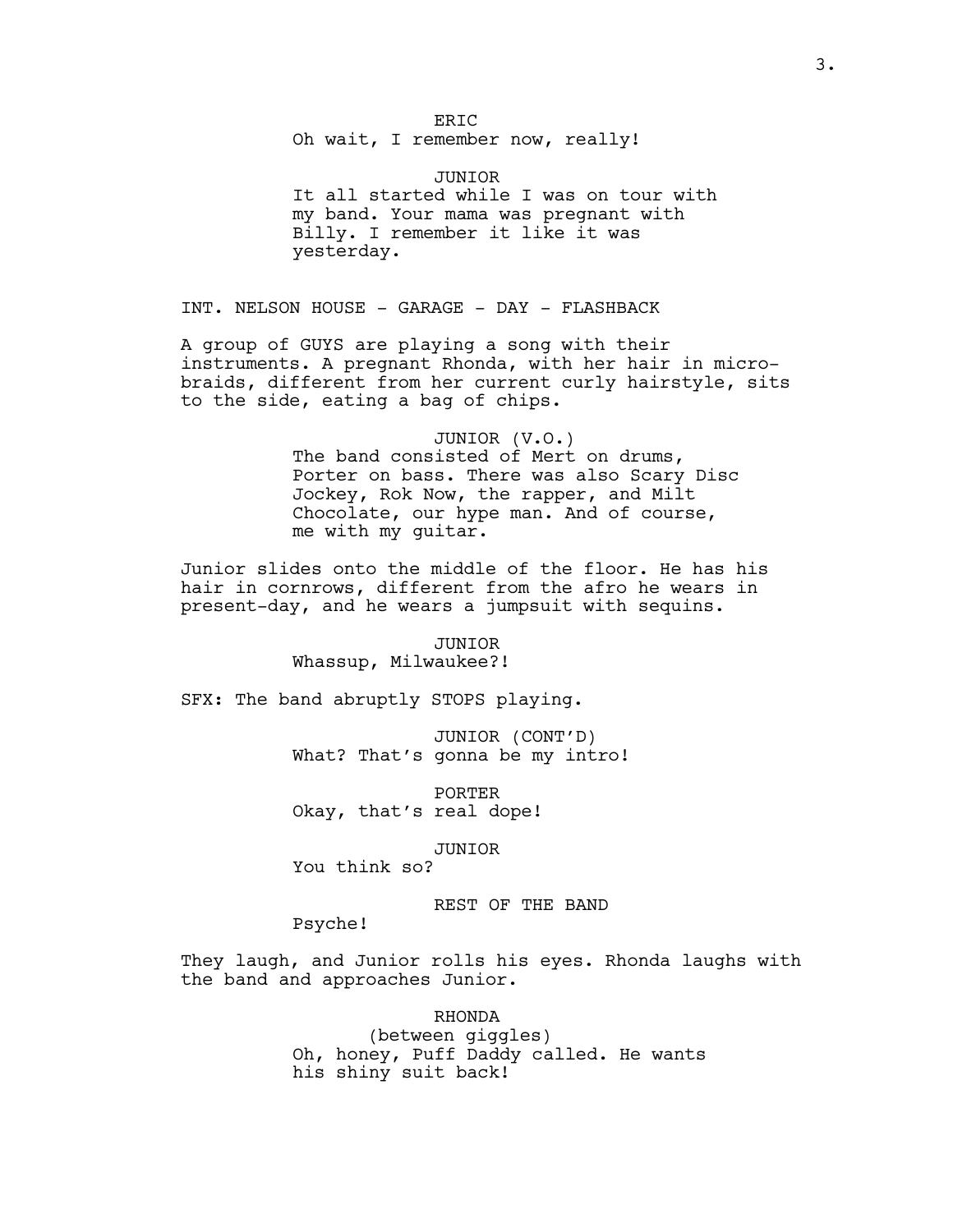ERIC
Oh wait, I remember now, really!

JUNIOR
It all started while I was on tour with my band. Your mama was pregnant with Billy. I remember it like it was yesterday.

INT. NELSON HOUSE - GARAGE - DAY - FLASHBACK

A group of GUYS are playing a song with their instruments. A pregnant Rhonda, with her hair in micro-braids, different from her current curly hairstyle, sits to the side, eating a bag of chips.

JUNIOR (V.O.)
The band consisted of Mert on drums, Porter on bass. There was also Scary Disc Jockey, Rok Now, the rapper, and Milt Chocolate, our hype man. And of course, me with my guitar.

Junior slides onto the middle of the floor. He has his hair in cornrows, different from the afro he wears in present-day, and he wears a jumpsuit with sequins.

JUNIOR
Whassup, Milwaukee?!

SFX: The band abruptly STOPS playing.

JUNIOR (CONT'D)
What? That's gonna be my intro!

PORTER
Okay, that's real dope!

JUNIOR
You think so?

REST OF THE BAND
Psyche!

They laugh, and Junior rolls his eyes. Rhonda laughs with the band and approaches Junior.

RHONDA
(between giggles)
Oh, honey, Puff Daddy called. He wants his shiny suit back!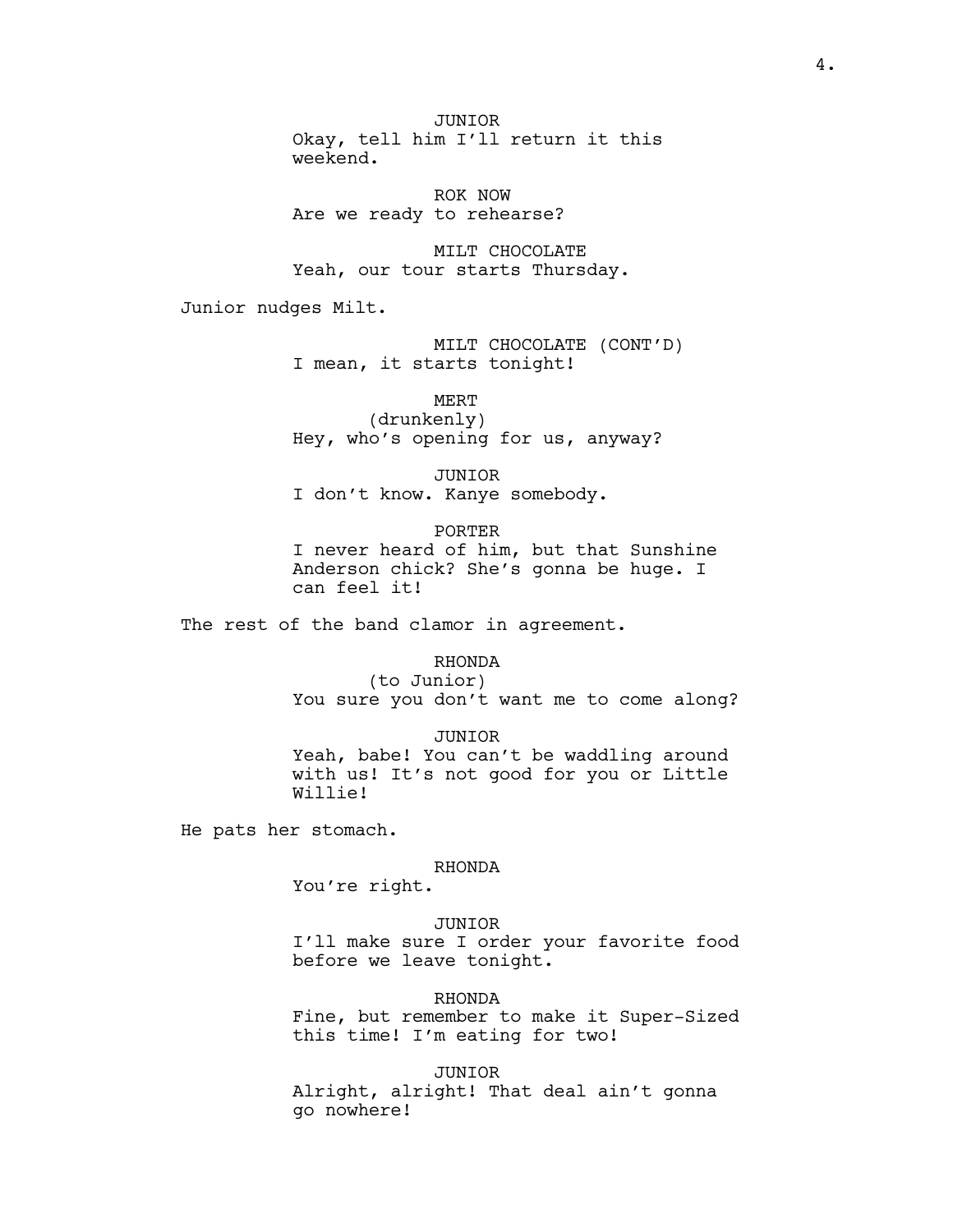JUNIOR
Okay, tell him I'll return it this weekend.

ROK NOW
Are we ready to rehearse?

MILT CHOCOLATE
Yeah, our tour starts Thursday.

Junior nudges Milt.

MILT CHOCOLATE (CONT'D)
I mean, it starts tonight!

MERT
(drunkenly)
Hey, who's opening for us, anyway?

JUNIOR
I don't know. Kanye somebody.

PORTER
I never heard of him, but that Sunshine Anderson chick? She's gonna be huge. I can feel it!

The rest of the band clamor in agreement.

RHONDA
(to Junior)
You sure you don't want me to come along?

JUNIOR
Yeah, babe! You can't be waddling around with us! It's not good for you or Little Willie!

He pats her stomach.

RHONDA
You're right.

JUNIOR
I'll make sure I order your favorite food before we leave tonight.

RHONDA
Fine, but remember to make it Super-Sized this time! I'm eating for two!

JUNIOR
Alright, alright! That deal ain't gonna go nowhere!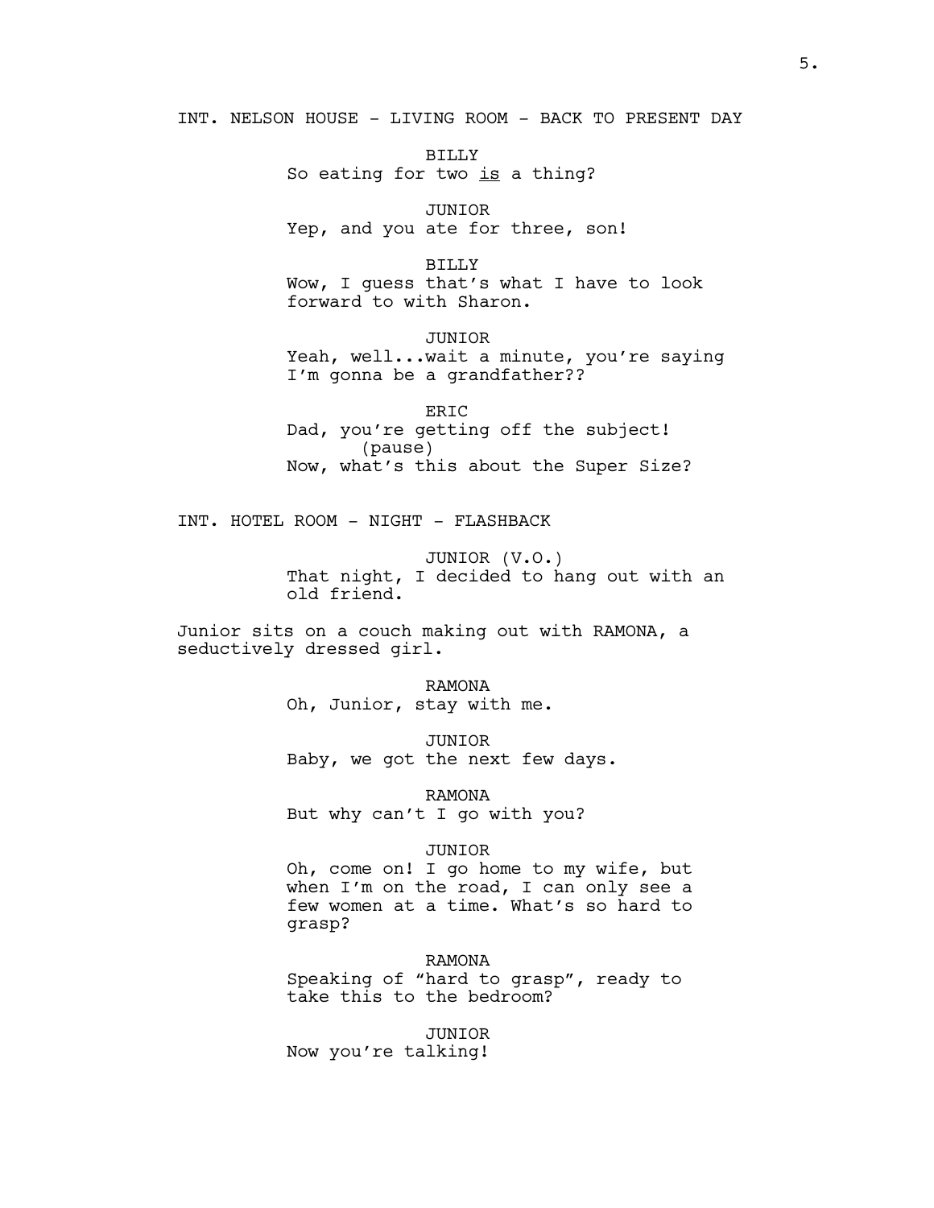INT. NELSON HOUSE - LIVING ROOM - BACK TO PRESENT DAY

BILLY
So eating for two <u>is</u> a thing?

JUNIOR
Yep, and you ate for three, son!

BILLY
Wow, I guess that's what I have to look forward to with Sharon.

JUNIOR
Yeah, well...wait a minute, you're saying I'm gonna be a grandfather??

ERIC
Dad, you're getting off the subject!
(pause)
Now, what's this about the Super Size?

INT. HOTEL ROOM - NIGHT - FLASHBACK

JUNIOR (V.O.)
That night, I decided to hang out with an old friend.

Junior sits on a couch making out with RAMONA, a seductively dressed girl.

RAMONA
Oh, Junior, stay with me.

JUNIOR
Baby, we got the next few days.

RAMONA
But why can't I go with you?

JUNIOR
Oh, come on! I go home to my wife, but when I'm on the road, I can only see a few women at a time. What's so hard to grasp?

RAMONA
Speaking of "hard to grasp", ready to take this to the bedroom?

JUNIOR
Now you're talking!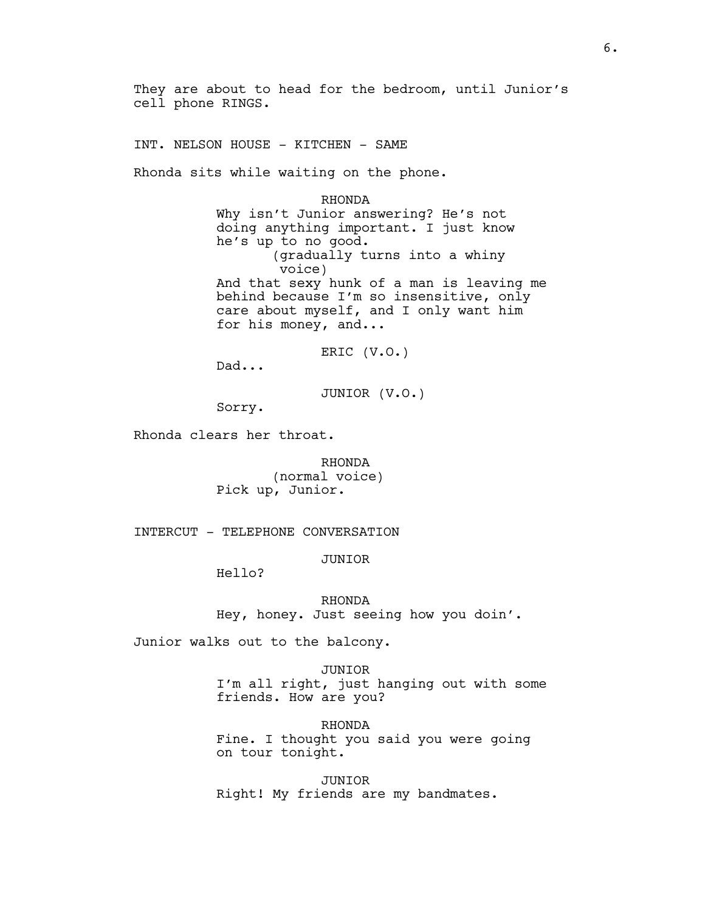They are about to head for the bedroom, until Junior's cell phone RINGS.

INT. NELSON HOUSE - KITCHEN - SAME

Rhonda sits while waiting on the phone.

RHONDA
Why isn't Junior answering? He's not doing anything important. I just know he's up to no good.
(gradually turns into a whiny voice)
And that sexy hunk of a man is leaving me behind because I'm so insensitive, only care about myself, and I only want him for his money, and...

ERIC (V.O.)
Dad...

JUNIOR (V.O.)
Sorry.

Rhonda clears her throat.

RHONDA
(normal voice)
Pick up, Junior.

INTERCUT - TELEPHONE CONVERSATION

JUNIOR
Hello?

RHONDA
Hey, honey. Just seeing how you doin'.

Junior walks out to the balcony.

JUNIOR
I'm all right, just hanging out with some friends. How are you?

RHONDA
Fine. I thought you said you were going on tour tonight.

JUNIOR
Right! My friends are my bandmates.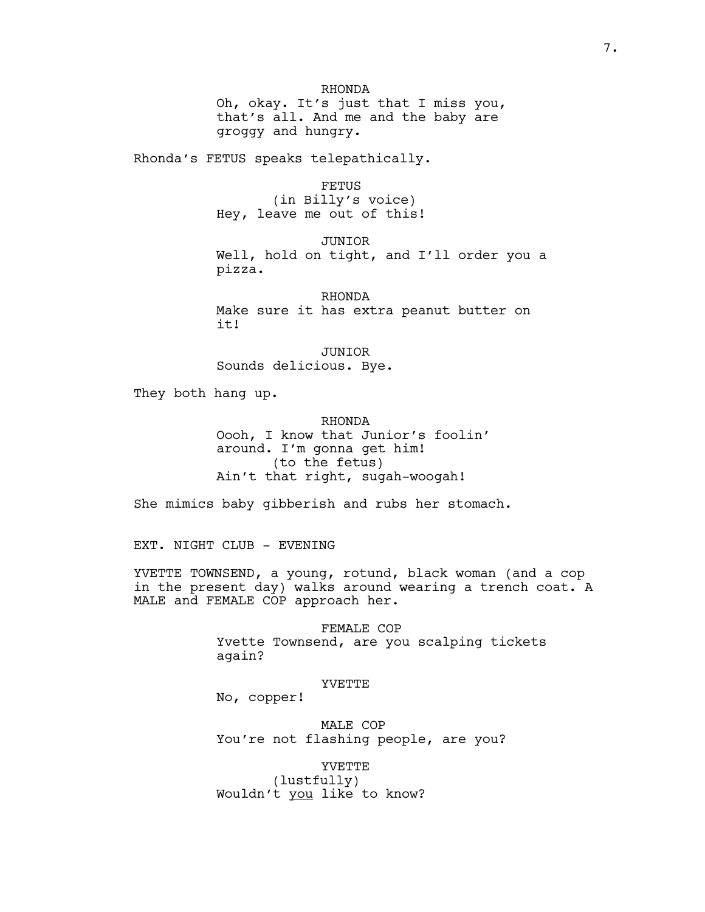RHONDA
Oh, okay. It's just that I miss you, that's all. And me and the baby are groggy and hungry.

Rhonda's FETUS speaks telepathically.

FETUS
(in Billy's voice)
Hey, leave me out of this!

JUNIOR
Well, hold on tight, and I'll order you a pizza.

RHONDA
Make sure it has extra peanut butter on it!

JUNIOR
Sounds delicious. Bye.

They both hang up.

RHONDA
Oooh, I know that Junior's foolin' around. I'm gonna get him!
(to the fetus)
Ain't that right, sugah-woogah!

She mimics baby gibberish and rubs her stomach.

EXT. NIGHT CLUB - EVENING

YVETTE TOWNSEND, a young, rotund, black woman (and a cop in the present day) walks around wearing a trench coat. A MALE and FEMALE COP approach her.

FEMALE COP
Yvette Townsend, are you scalping tickets again?

YVETTE
No, copper!

MALE COP
You're not flashing people, are you?

YVETTE
(lustfully)
Wouldn't _you_ like to know?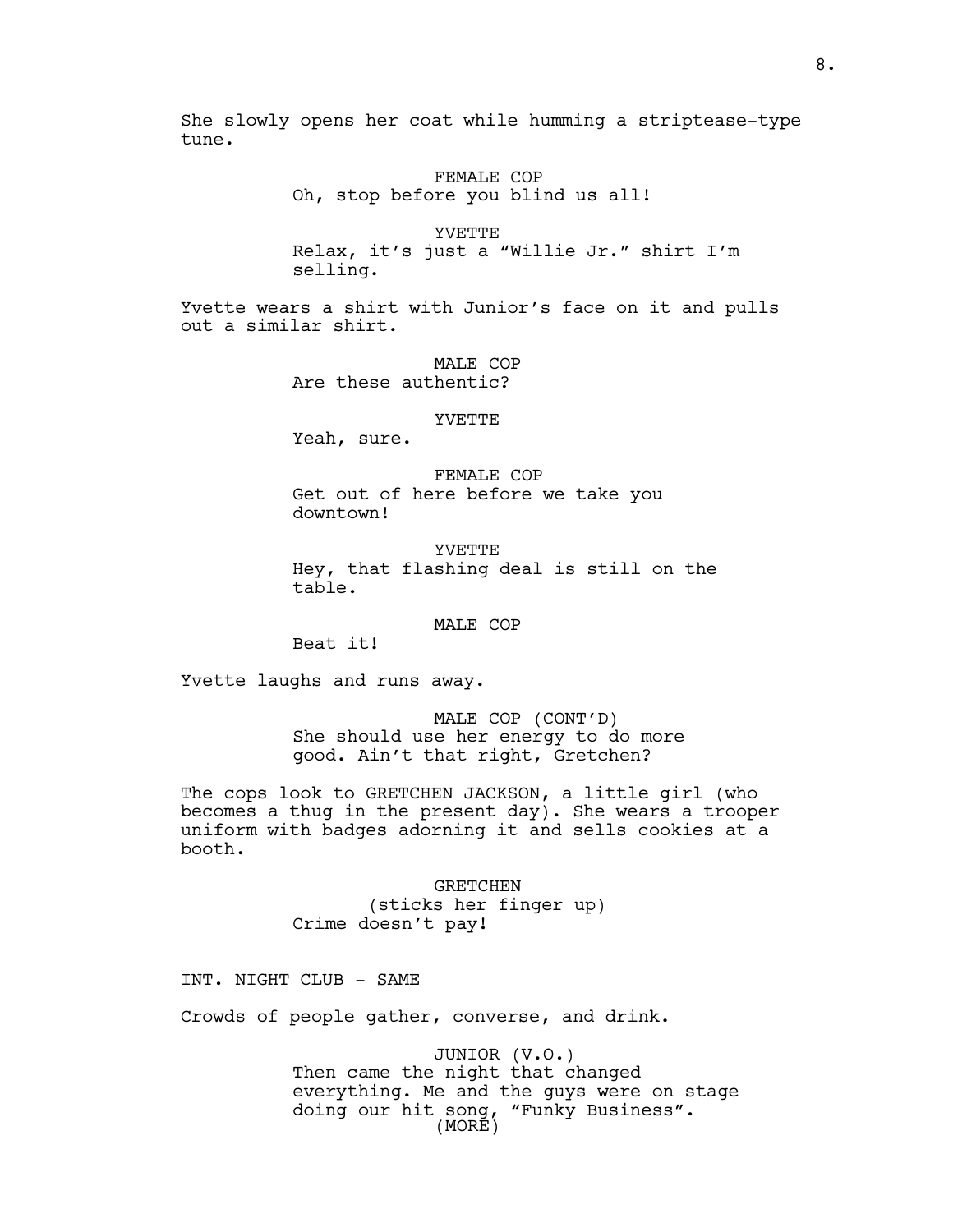She slowly opens her coat while humming a striptease-type tune.

FEMALE COP
Oh, stop before you blind us all!

YVETTE
Relax, it's just a "Willie Jr." shirt I'm selling.

Yvette wears a shirt with Junior's face on it and pulls out a similar shirt.

MALE COP
Are these authentic?

YVETTE
Yeah, sure.

FEMALE COP
Get out of here before we take you downtown!

YVETTE
Hey, that flashing deal is still on the table.

MALE COP
Beat it!

Yvette laughs and runs away.

MALE COP (CONT'D)
She should use her energy to do more good. Ain't that right, Gretchen?

The cops look to GRETCHEN JACKSON, a little girl (who becomes a thug in the present day). She wears a trooper uniform with badges adorning it and sells cookies at a booth.

GRETCHEN
(sticks her finger up)
Crime doesn't pay!

INT. NIGHT CLUB - SAME

Crowds of people gather, converse, and drink.

JUNIOR (V.O.)
Then came the night that changed everything. Me and the guys were on stage doing our hit song, "Funky Business".
(MORE)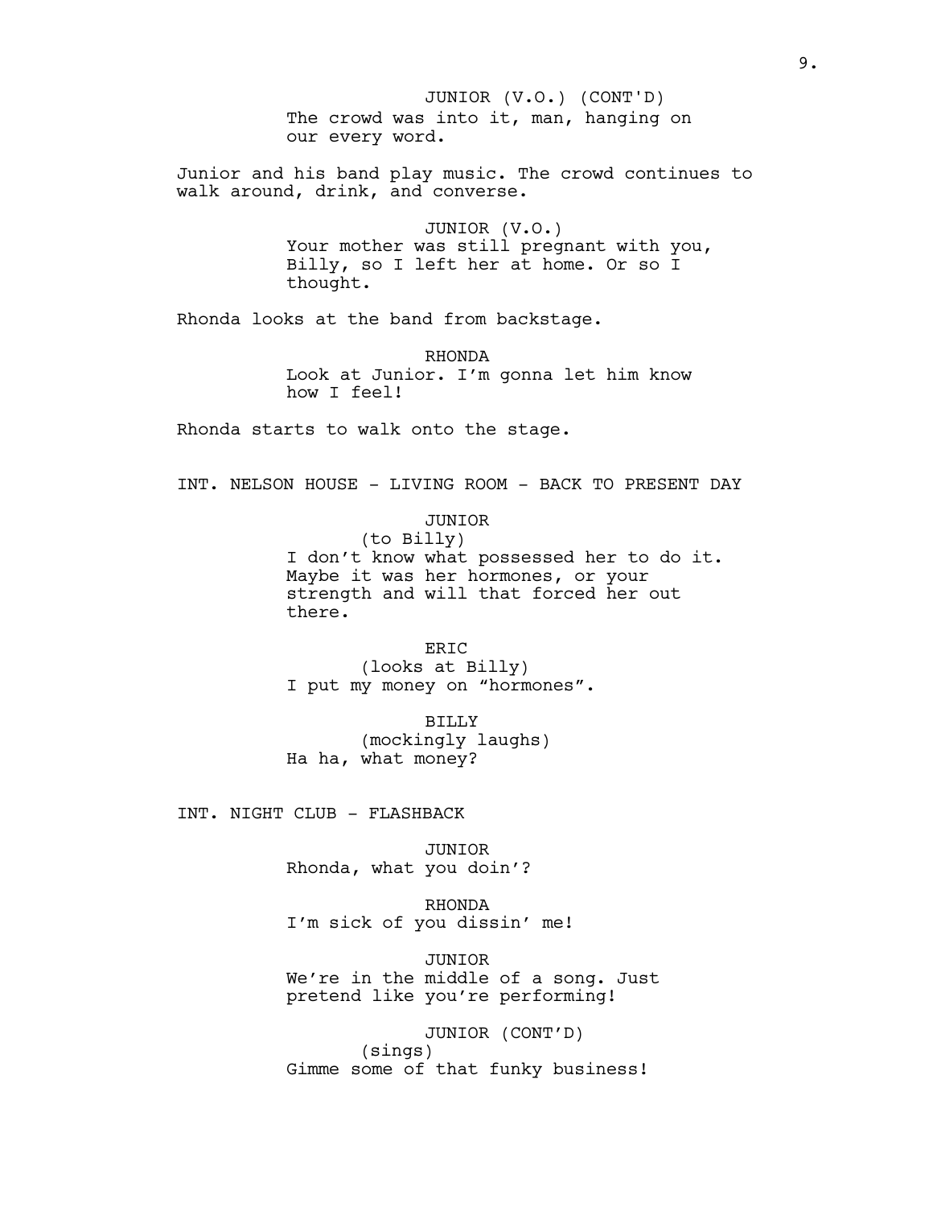JUNIOR (V.O.) (CONT'D)
The crowd was into it, man, hanging on our every word.

Junior and his band play music. The crowd continues to walk around, drink, and converse.

JUNIOR (V.O.)
Your mother was still pregnant with you, Billy, so I left her at home. Or so I thought.

Rhonda looks at the band from backstage.

RHONDA
Look at Junior. I'm gonna let him know how I feel!

Rhonda starts to walk onto the stage.

INT. NELSON HOUSE - LIVING ROOM - BACK TO PRESENT DAY

JUNIOR
(to Billy)
I don't know what possessed her to do it. Maybe it was her hormones, or your strength and will that forced her out there.

ERIC
(looks at Billy)
I put my money on "hormones".

BILLY
(mockingly laughs)
Ha ha, what money?

INT. NIGHT CLUB - FLASHBACK

JUNIOR
Rhonda, what you doin'?

RHONDA
I'm sick of you dissin' me!

JUNIOR
We're in the middle of a song. Just pretend like you're performing!

JUNIOR (CONT'D)
(sings)
Gimme some of that funky business!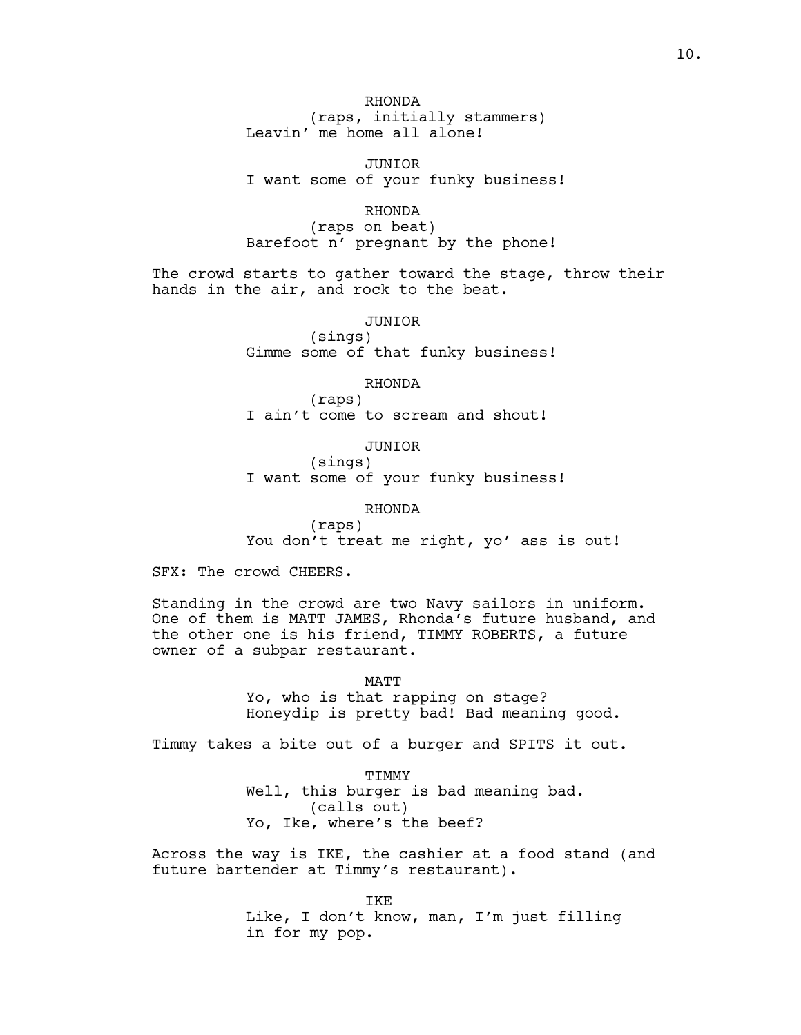RHONDA
(raps, initially stammers)
Leavin' me home all alone!

JUNIOR
I want some of your funky business!

RHONDA
(raps on beat)
Barefoot n' pregnant by the phone!

The crowd starts to gather toward the stage, throw their hands in the air, and rock to the beat.

JUNIOR
(sings)
Gimme some of that funky business!

RHONDA
(raps)
I ain't come to scream and shout!

JUNIOR
(sings)
I want some of your funky business!

RHONDA
(raps)
You don't treat me right, yo' ass is out!

SFX: The crowd CHEERS.

Standing in the crowd are two Navy sailors in uniform. One of them is MATT JAMES, Rhonda's future husband, and the other one is his friend, TIMMY ROBERTS, a future owner of a subpar restaurant.

MATT
Yo, who is that rapping on stage? Honeydip is pretty bad! Bad meaning good.

Timmy takes a bite out of a burger and SPITS it out.

TIMMY
Well, this burger is bad meaning bad.
(calls out)
Yo, Ike, where's the beef?

Across the way is IKE, the cashier at a food stand (and future bartender at Timmy's restaurant).

IKE
Like, I don't know, man, I'm just filling in for my pop.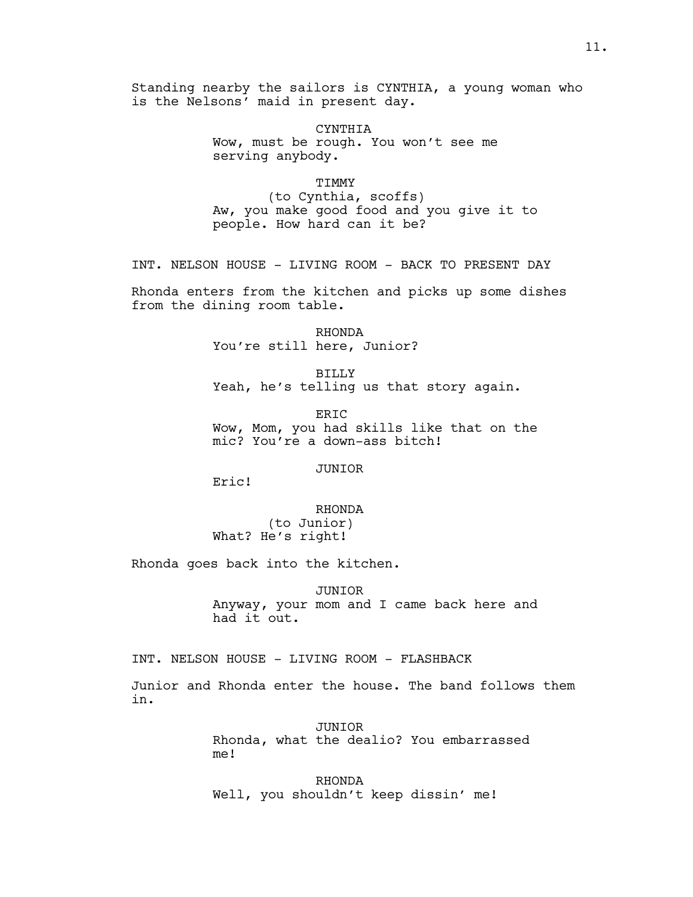Standing nearby the sailors is CYNTHIA, a young woman who is the Nelsons' maid in present day.

CYNTHIA
Wow, must be rough. You won't see me serving anybody.

TIMMY
(to Cynthia, scoffs)
Aw, you make good food and you give it to people. How hard can it be?

INT. NELSON HOUSE - LIVING ROOM - BACK TO PRESENT DAY

Rhonda enters from the kitchen and picks up some dishes from the dining room table.

RHONDA
You're still here, Junior?

BILLY
Yeah, he's telling us that story again.

ERIC
Wow, Mom, you had skills like that on the mic? You're a down-ass bitch!

JUNIOR
Eric!

RHONDA
(to Junior)
What? He's right!

Rhonda goes back into the kitchen.

JUNIOR
Anyway, your mom and I came back here and had it out.

INT. NELSON HOUSE - LIVING ROOM - FLASHBACK

Junior and Rhonda enter the house. The band follows them in.

JUNIOR
Rhonda, what the dealio? You embarrassed me!

RHONDA
Well, you shouldn't keep dissin' me!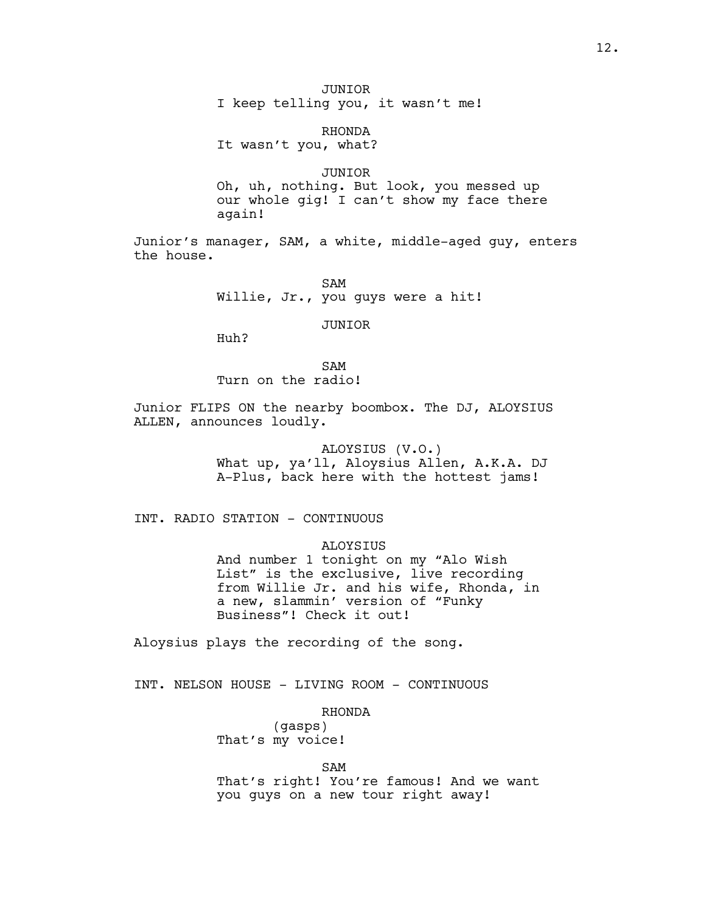JUNIOR

I keep telling you, it wasn't me!

RHONDA

It wasn't you, what?

JUNIOR

Oh, uh, nothing. But look, you messed up our whole gig! I can't show my face there again!

Junior's manager, SAM, a white, middle-aged guy, enters the house.

SAM

Willie, Jr., you guys were a hit!

JUNIOR

Huh?

SAM

Turn on the radio!

Junior FLIPS ON the nearby boombox. The DJ, ALOYSIUS ALLEN, announces loudly.

ALOYSIUS (V.O.)

What up, ya'll, Aloysius Allen, A.K.A. DJ A-Plus, back here with the hottest jams!

INT. RADIO STATION - CONTINUOUS

ALOYSIUS

And number 1 tonight on my "Alo Wish List" is the exclusive, live recording from Willie Jr. and his wife, Rhonda, in a new, slammin' version of "Funky Business"! Check it out!

Aloysius plays the recording of the song.

INT. NELSON HOUSE - LIVING ROOM - CONTINUOUS

RHONDA

(gasps)

That's my voice!

SAM

That's right! You're famous! And we want you guys on a new tour right away!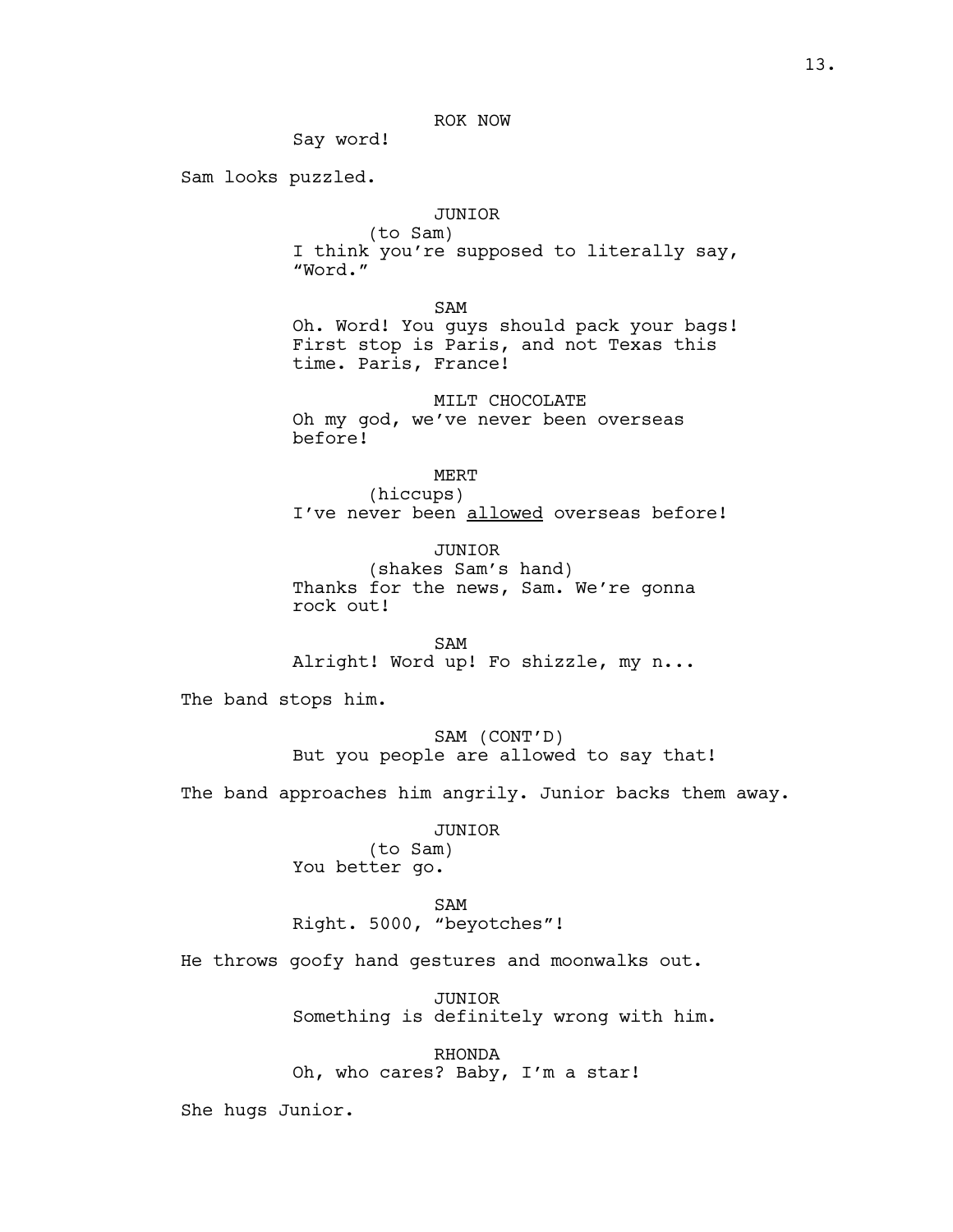ROK NOW
Say word!

Sam looks puzzled.

JUNIOR
(to Sam)
I think you're supposed to literally say, "Word."

SAM
Oh. Word! You guys should pack your bags! First stop is Paris, and not Texas this time. Paris, France!

MILT CHOCOLATE
Oh my god, we've never been overseas before!

MERT
(hiccups)
I've never been <u>allowed</u> overseas before!

JUNIOR
(shakes Sam's hand)
Thanks for the news, Sam. We're gonna rock out!

SAM
Alright! Word up! Fo shizzle, my n...

The band stops him.

SAM (CONT'D)
But you people are allowed to say that!

The band approaches him angrily. Junior backs them away.

JUNIOR
(to Sam)
You better go.

SAM
Right. 5000, "beyotches"!

He throws goofy hand gestures and moonwalks out.

JUNIOR
Something is definitely wrong with him.

RHONDA
Oh, who cares? Baby, I'm a star!

She hugs Junior.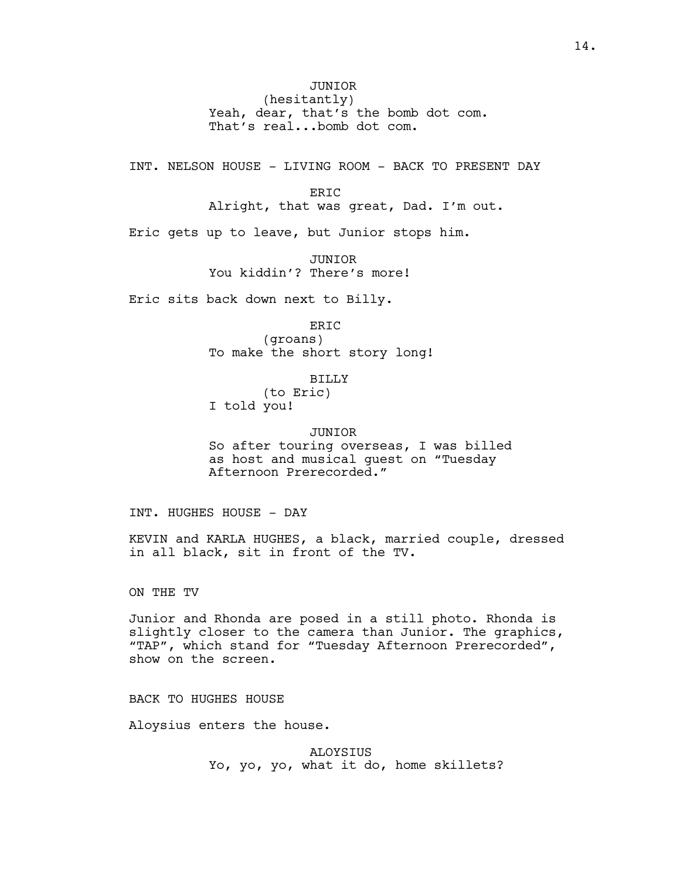JUNIOR
(hesitantly)
Yeah, dear, that's the bomb dot com. That's real...bomb dot com.

INT. NELSON HOUSE - LIVING ROOM - BACK TO PRESENT DAY

ERIC
Alright, that was great, Dad. I'm out.

Eric gets up to leave, but Junior stops him.

JUNIOR
You kiddin'? There's more!

Eric sits back down next to Billy.

ERIC
(groans)
To make the short story long!

BILLY
(to Eric)
I told you!

JUNIOR
So after touring overseas, I was billed as host and musical guest on "Tuesday Afternoon Prerecorded."

INT. HUGHES HOUSE - DAY

KEVIN and KARLA HUGHES, a black, married couple, dressed in all black, sit in front of the TV.

ON THE TV

Junior and Rhonda are posed in a still photo. Rhonda is slightly closer to the camera than Junior. The graphics, "TAP", which stand for "Tuesday Afternoon Prerecorded", show on the screen.

BACK TO HUGHES HOUSE

Aloysius enters the house.

ALOYSIUS
Yo, yo, yo, what it do, home skillets?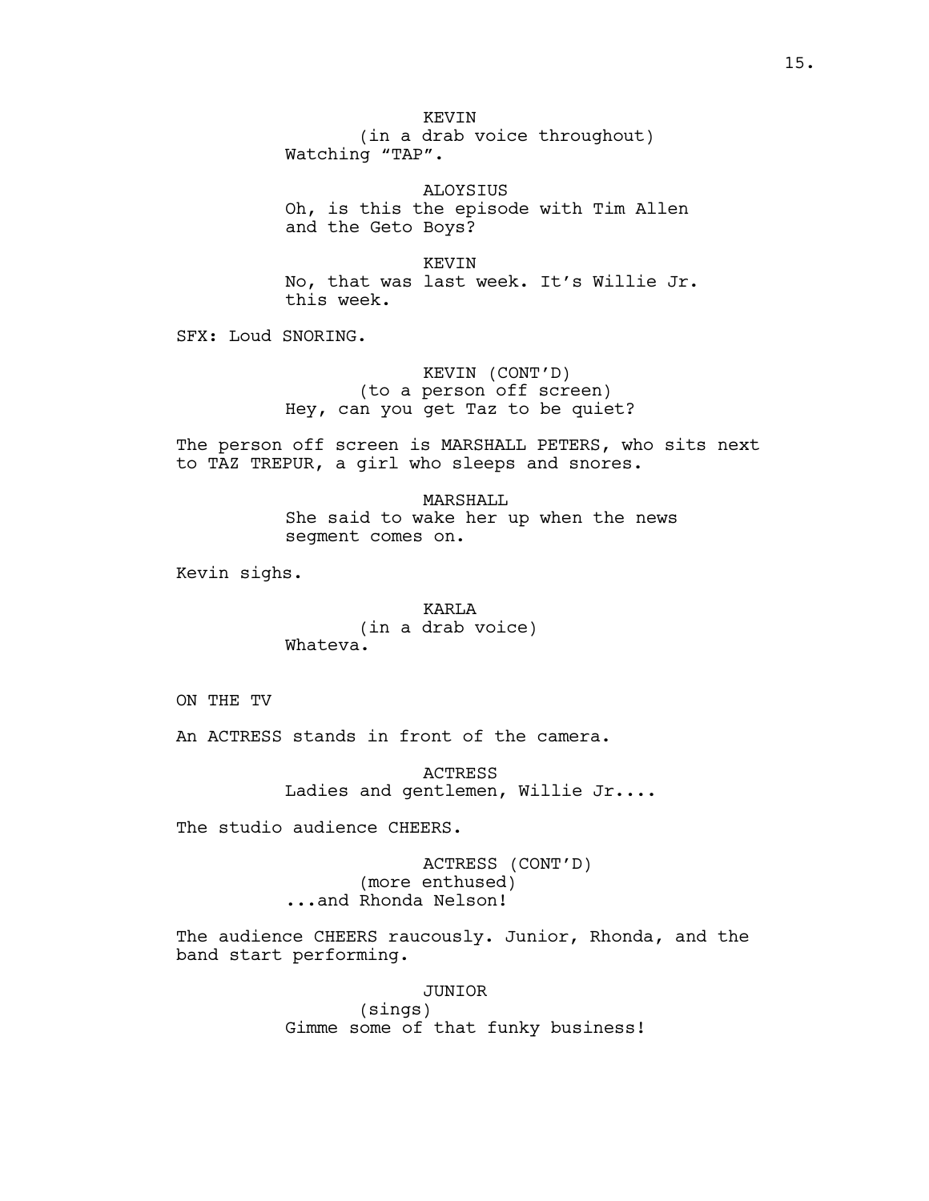KEVIN
(in a drab voice throughout)
Watching "TAP".

ALOYSIUS
Oh, is this the episode with Tim Allen and the Geto Boys?

KEVIN
No, that was last week. It's Willie Jr. this week.

SFX: Loud SNORING.

KEVIN (CONT'D)
(to a person off screen)
Hey, can you get Taz to be quiet?

The person off screen is MARSHALL PETERS, who sits next to TAZ TREPUR, a girl who sleeps and snores.

MARSHALL
She said to wake her up when the news segment comes on.

Kevin sighs.

KARLA
(in a drab voice)
Whateva.

ON THE TV

An ACTRESS stands in front of the camera.

ACTRESS
Ladies and gentlemen, Willie Jr....

The studio audience CHEERS.

ACTRESS (CONT'D)
(more enthused)
...and Rhonda Nelson!

The audience CHEERS raucously. Junior, Rhonda, and the band start performing.

JUNIOR
(sings)
Gimme some of that funky business!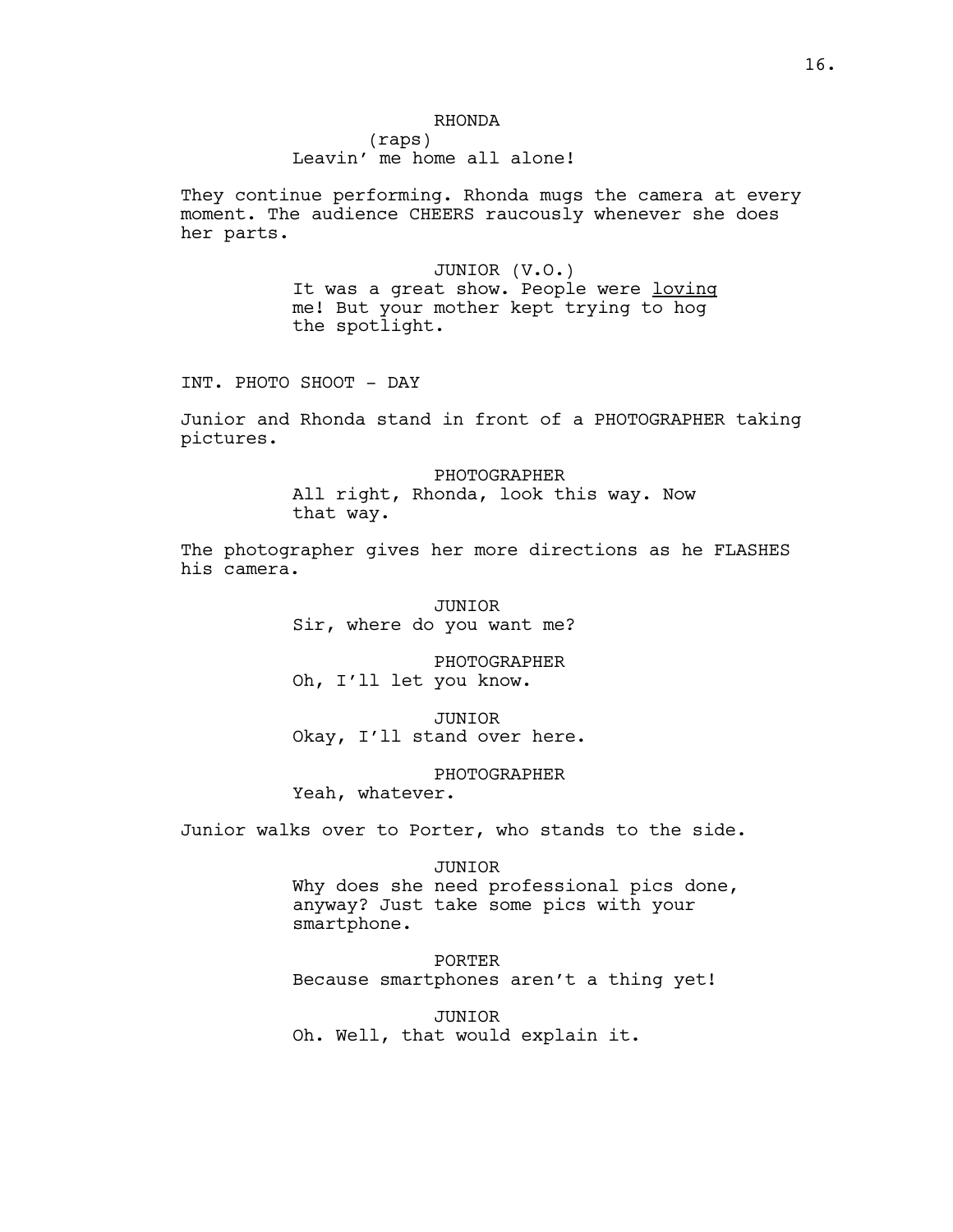RHONDA
(raps)
Leavin' me home all alone!

They continue performing. Rhonda mugs the camera at every moment. The audience CHEERS raucously whenever she does her parts.

JUNIOR (V.O.)
It was a great show. People were <u>loving</u> me! But your mother kept trying to hog the spotlight.

INT. PHOTO SHOOT - DAY

Junior and Rhonda stand in front of a PHOTOGRAPHER taking pictures.

PHOTOGRAPHER
All right, Rhonda, look this way. Now that way.

The photographer gives her more directions as he FLASHES his camera.

JUNIOR
Sir, where do you want me?

PHOTOGRAPHER
Oh, I'll let you know.

JUNIOR
Okay, I'll stand over here.

PHOTOGRAPHER
Yeah, whatever.

Junior walks over to Porter, who stands to the side.

JUNIOR
Why does she need professional pics done, anyway? Just take some pics with your smartphone.

PORTER
Because smartphones aren't a thing yet!

JUNIOR
Oh. Well, that would explain it.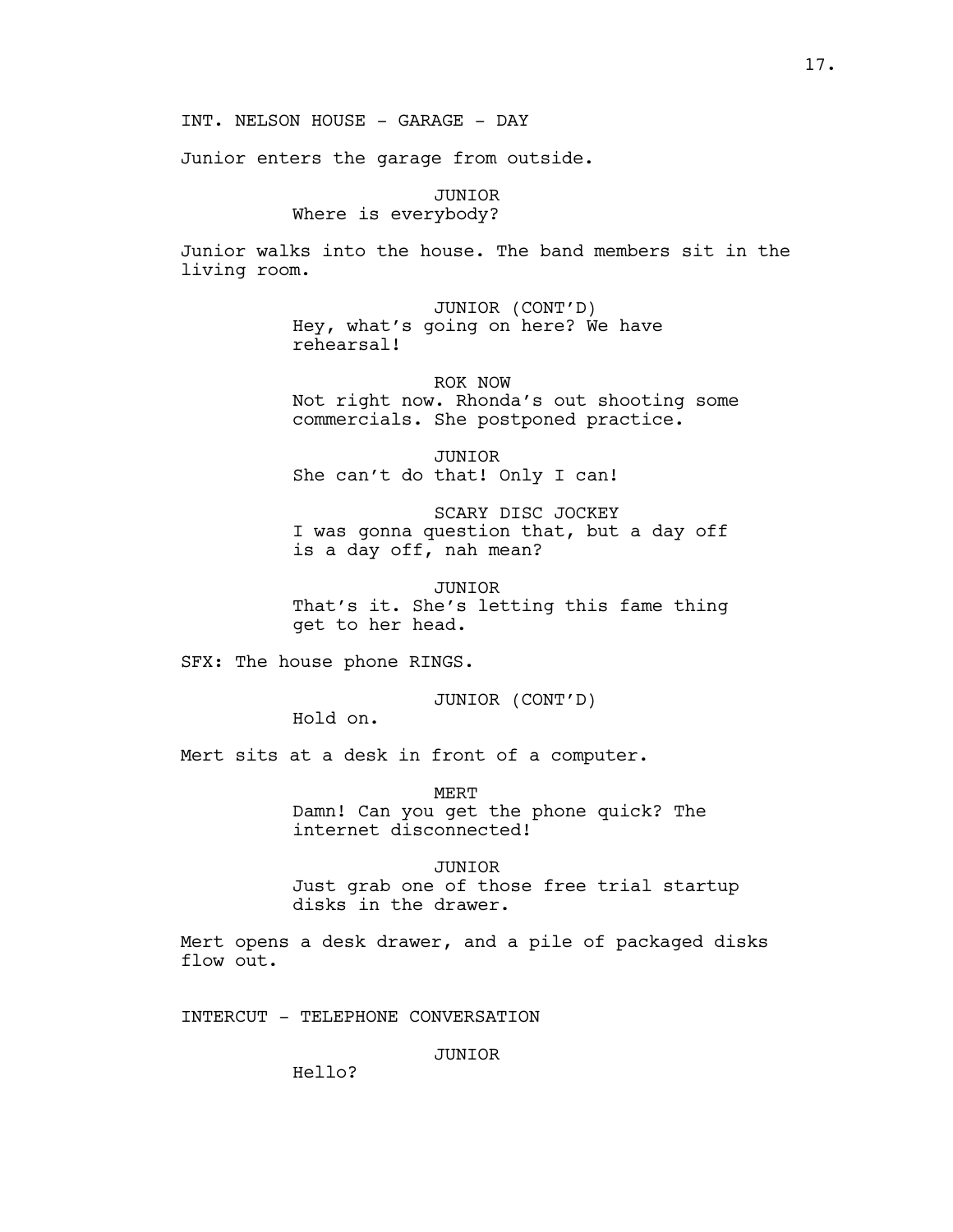INT. NELSON HOUSE - GARAGE - DAY

Junior enters the garage from outside.

JUNIOR
Where is everybody?

Junior walks into the house. The band members sit in the living room.

JUNIOR (CONT'D)
Hey, what's going on here? We have rehearsal!

ROK NOW
Not right now. Rhonda's out shooting some commercials. She postponed practice.

JUNIOR
She can't do that! Only I can!

SCARY DISC JOCKEY
I was gonna question that, but a day off is a day off, nah mean?

JUNIOR
That's it. She's letting this fame thing get to her head.

SFX: The house phone RINGS.

JUNIOR (CONT'D)
Hold on.

Mert sits at a desk in front of a computer.

MERT
Damn! Can you get the phone quick? The internet disconnected!

JUNIOR
Just grab one of those free trial startup disks in the drawer.

Mert opens a desk drawer, and a pile of packaged disks flow out.

INTERCUT - TELEPHONE CONVERSATION

JUNIOR
Hello?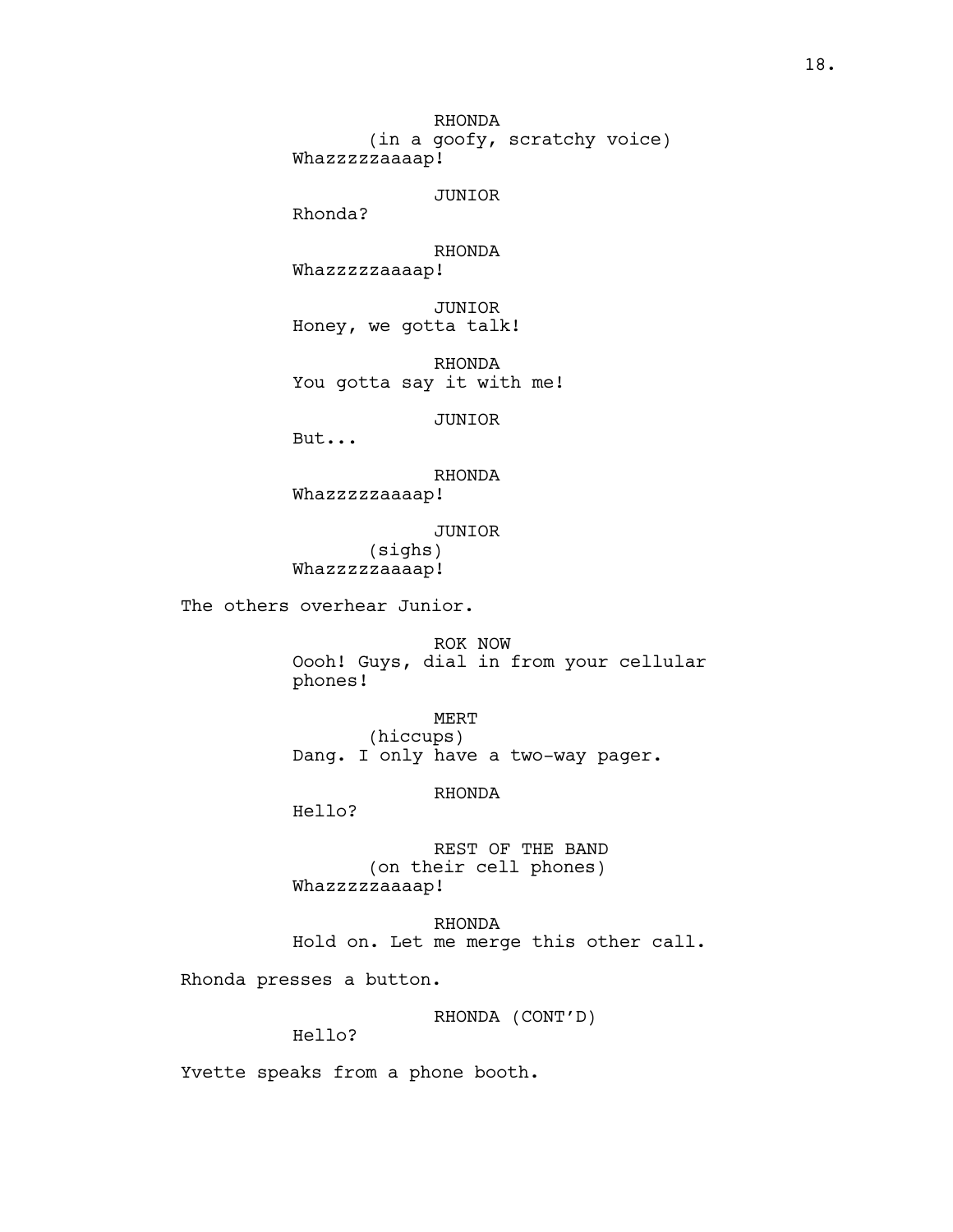RHONDA
(in a goofy, scratchy voice)
Whazzzzzaaaap!

JUNIOR
Rhonda?

RHONDA
Whazzzzzaaaap!

JUNIOR
Honey, we gotta talk!

RHONDA
You gotta say it with me!

JUNIOR
But...

RHONDA
Whazzzzzaaaap!

JUNIOR
(sighs)
Whazzzzzaaaap!

The others overhear Junior.

ROK NOW
Oooh! Guys, dial in from your cellular phones!

MERT
(hiccups)
Dang. I only have a two-way pager.

RHONDA
Hello?

REST OF THE BAND
(on their cell phones)
Whazzzzzaaaap!

RHONDA
Hold on. Let me merge this other call.

Rhonda presses a button.

RHONDA (CONT'D)
Hello?

Yvette speaks from a phone booth.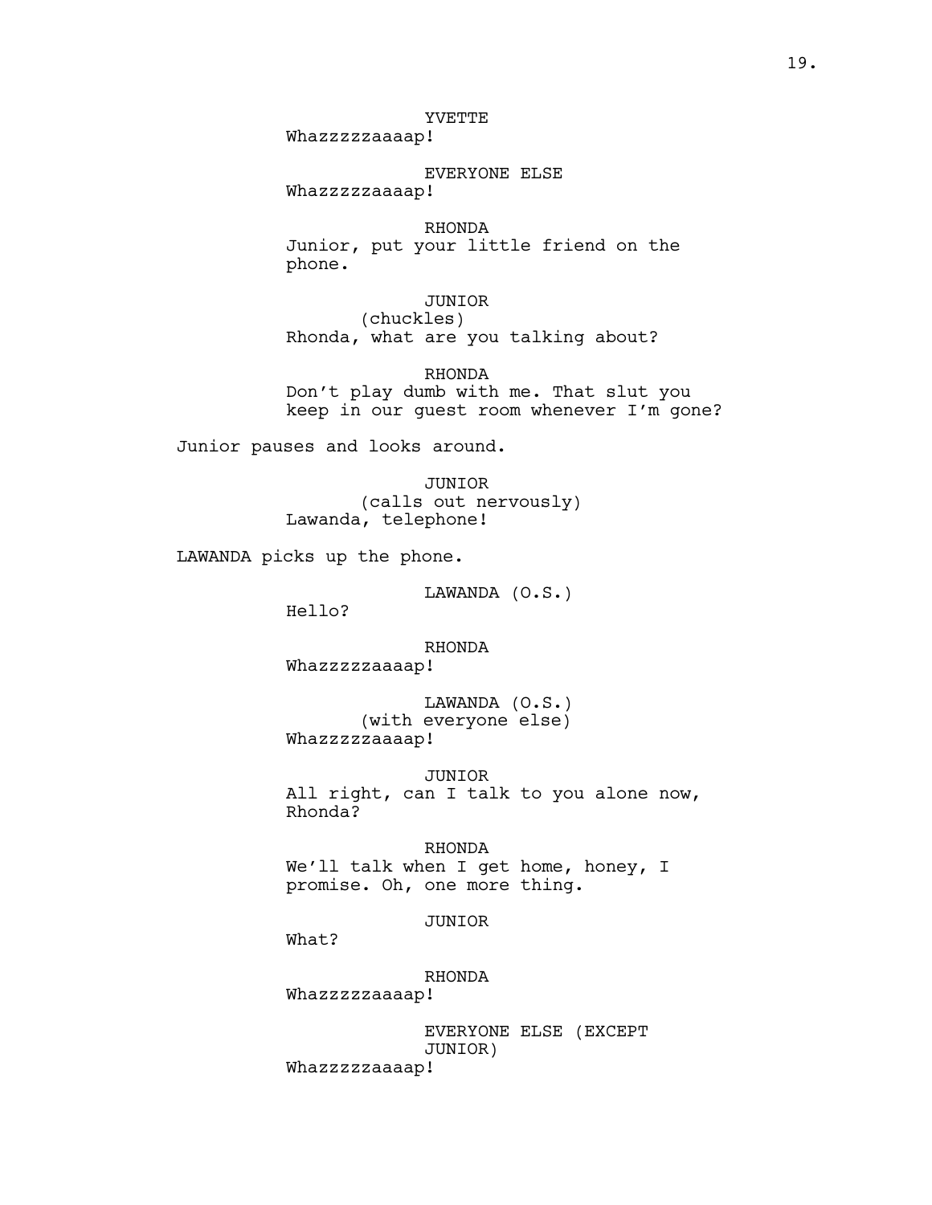YVETTE
Whazzzzzaaaap!

EVERYONE ELSE
Whazzzzzaaaap!

RHONDA
Junior, put your little friend on the phone.

JUNIOR
(chuckles)
Rhonda, what are you talking about?

RHONDA
Don't play dumb with me. That slut you keep in our guest room whenever I'm gone?

Junior pauses and looks around.

JUNIOR
(calls out nervously)
Lawanda, telephone!

LAWANDA picks up the phone.

LAWANDA (O.S.)
Hello?

RHONDA
Whazzzzzaaaap!

LAWANDA (O.S.)
(with everyone else)
Whazzzzzaaaap!

JUNIOR
All right, can I talk to you alone now, Rhonda?

RHONDA
We'll talk when I get home, honey, I promise. Oh, one more thing.

JUNIOR
What?

RHONDA
Whazzzzzaaaap!

EVERYONE ELSE (EXCEPT JUNIOR)
Whazzzzzaaaap!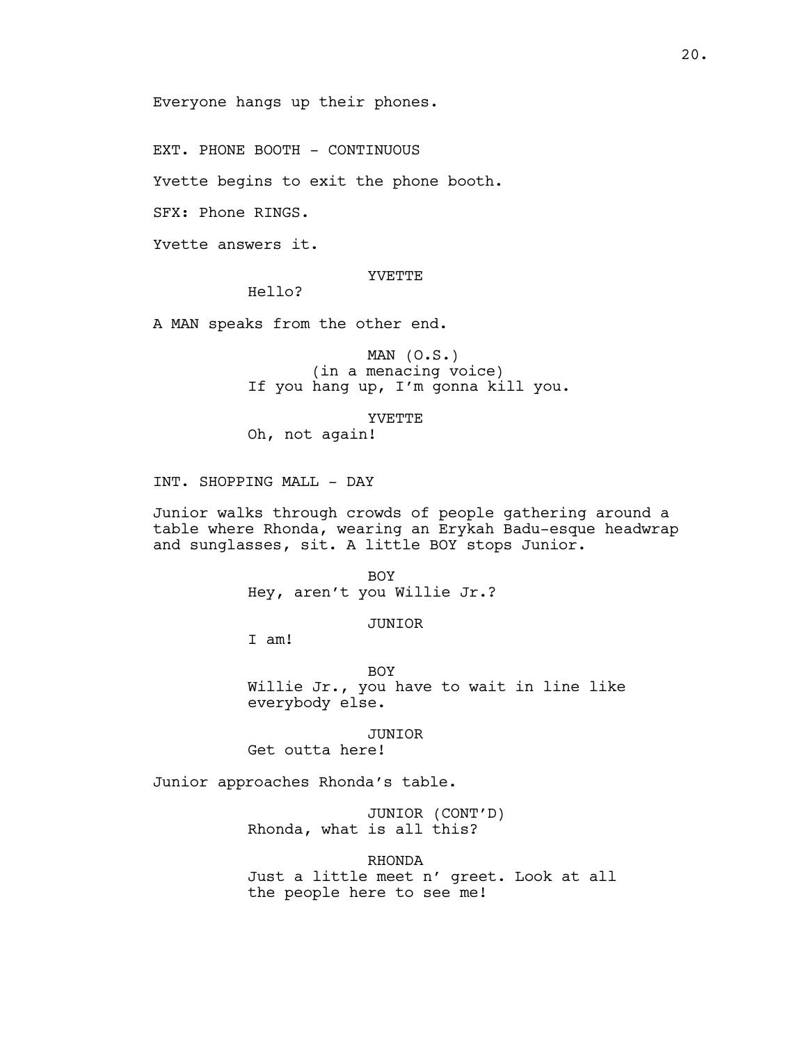Everyone hangs up their phones.

EXT. PHONE BOOTH - CONTINUOUS

Yvette begins to exit the phone booth.

SFX: Phone RINGS.

Yvette answers it.

YVETTE
Hello?

A MAN speaks from the other end.

MAN (O.S.)
(in a menacing voice)
If you hang up, I'm gonna kill you.

YVETTE
Oh, not again!

INT. SHOPPING MALL - DAY

Junior walks through crowds of people gathering around a table where Rhonda, wearing an Erykah Badu-esque headwrap and sunglasses, sit. A little BOY stops Junior.

BOY
Hey, aren't you Willie Jr.?

JUNIOR
I am!

BOY
Willie Jr., you have to wait in line like everybody else.

JUNIOR
Get outta here!

Junior approaches Rhonda's table.

JUNIOR (CONT'D)
Rhonda, what is all this?

RHONDA
Just a little meet n' greet. Look at all the people here to see me!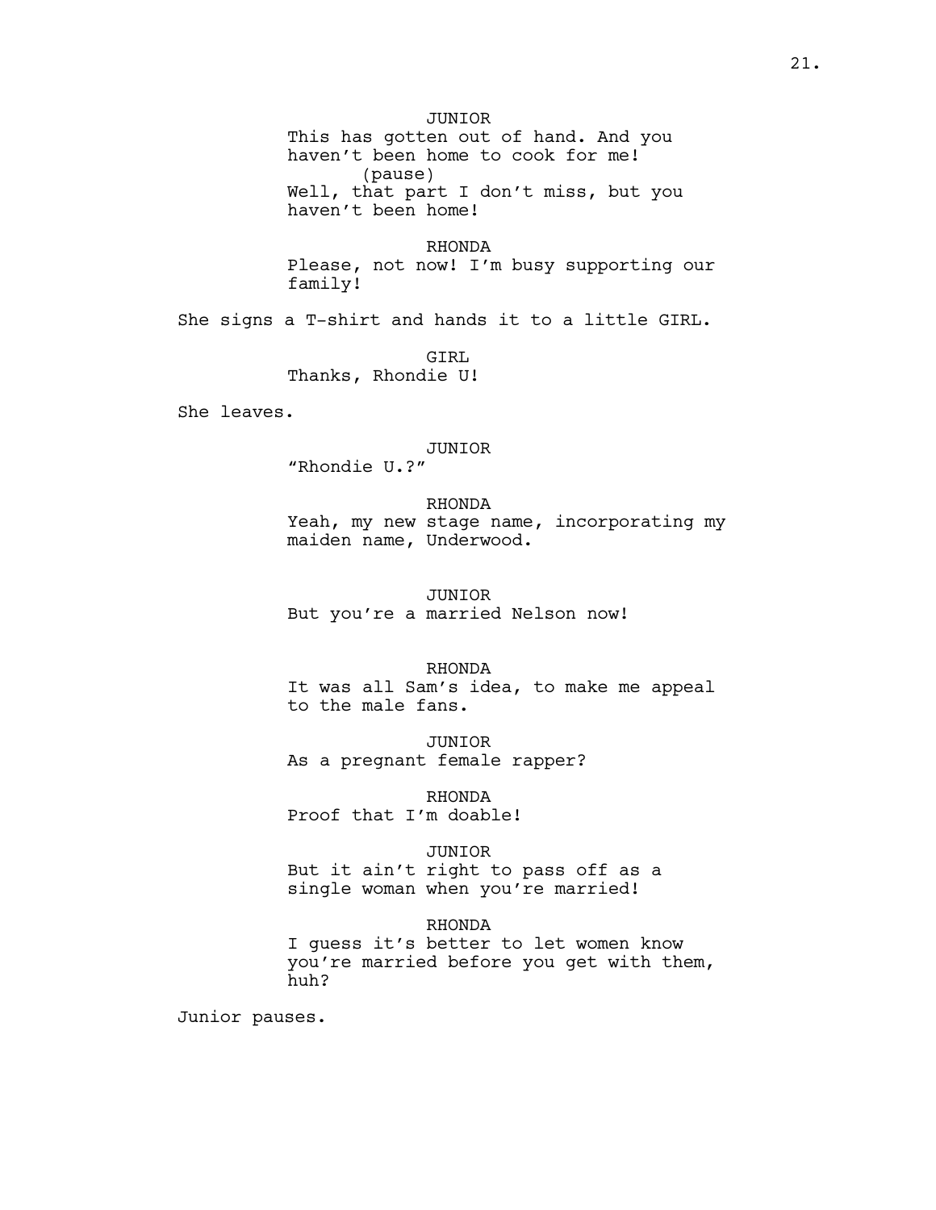JUNIOR
This has gotten out of hand. And you haven't been home to cook for me!
(pause)
Well, that part I don't miss, but you haven't been home!

RHONDA
Please, not now! I'm busy supporting our family!

She signs a T-shirt and hands it to a little GIRL.

GIRL
Thanks, Rhondie U!

She leaves.

JUNIOR
"Rhondie U.?"

RHONDA
Yeah, my new stage name, incorporating my maiden name, Underwood.

JUNIOR
But you're a married Nelson now!

RHONDA
It was all Sam's idea, to make me appeal to the male fans.

JUNIOR
As a pregnant female rapper?

RHONDA
Proof that I'm doable!

JUNIOR
But it ain't right to pass off as a single woman when you're married!

RHONDA
I guess it's better to let women know you're married before you get with them, huh?

Junior pauses.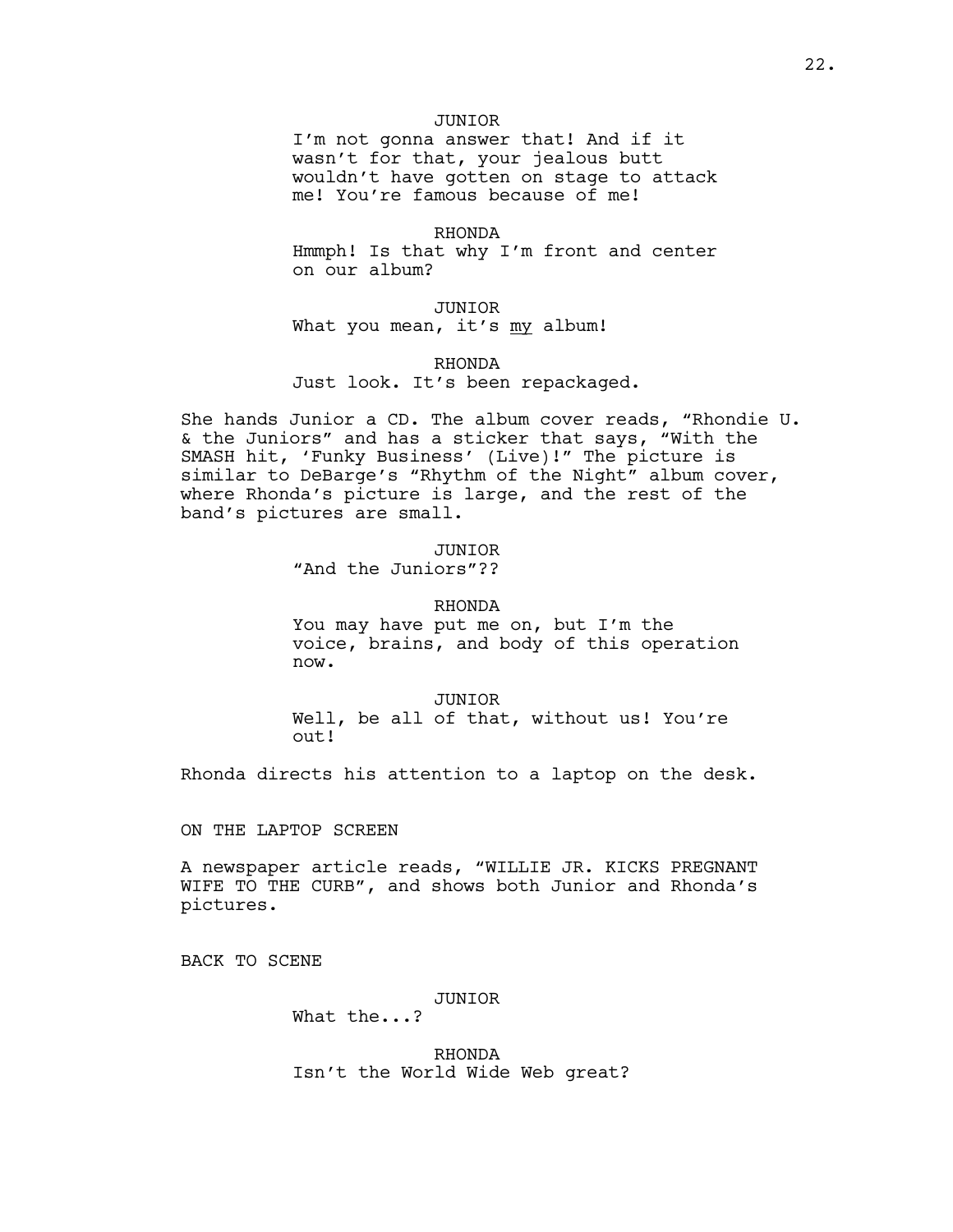JUNIOR
I'm not gonna answer that! And if it wasn't for that, your jealous butt wouldn't have gotten on stage to attack me! You're famous because of me!

RHONDA
Hmmph! Is that why I'm front and center on our album?

JUNIOR
What you mean, it's <u>my</u> album!

RHONDA
Just look. It's been repackaged.

She hands Junior a CD. The album cover reads, "Rhondie U. & the Juniors" and has a sticker that says, "With the SMASH hit, 'Funky Business' (Live)!" The picture is similar to DeBarge's "Rhythm of the Night" album cover, where Rhonda's picture is large, and the rest of the band's pictures are small.

JUNIOR
"And the Juniors"??

RHONDA
You may have put me on, but I'm the voice, brains, and body of this operation now.

JUNIOR
Well, be all of that, without us! You're out!

Rhonda directs his attention to a laptop on the desk.

ON THE LAPTOP SCREEN

A newspaper article reads, "WILLIE JR. KICKS PREGNANT WIFE TO THE CURB", and shows both Junior and Rhonda's pictures.

BACK TO SCENE

JUNIOR
What the...?

RHONDA
Isn't the World Wide Web great?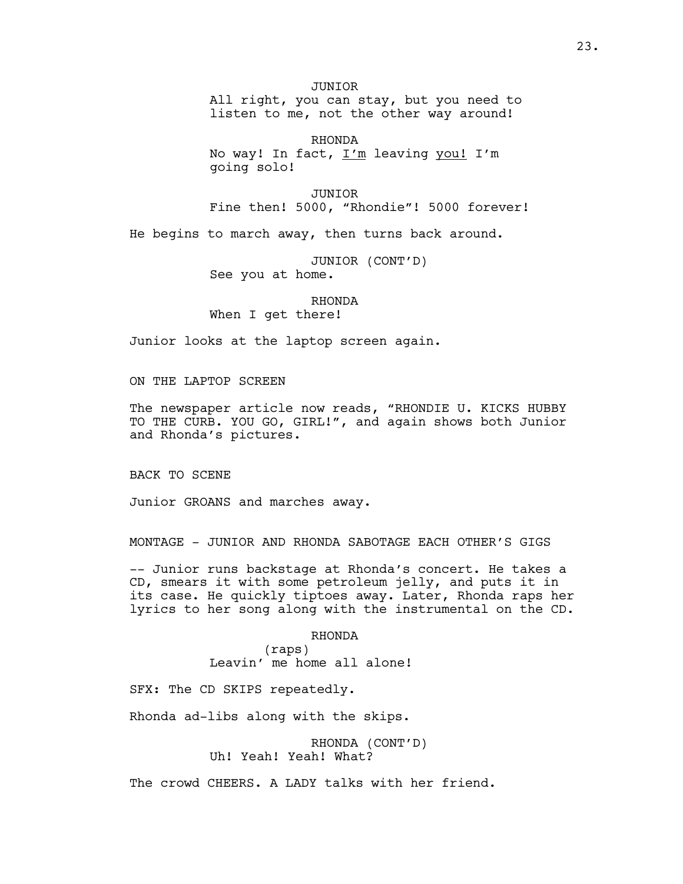JUNIOR

All right, you can stay, but you need to listen to me, not the other way around!

RHONDA

No way! In fact, I'm leaving you! I'm going solo!

JUNIOR

Fine then! 5000, "Rhondie"! 5000 forever!

He begins to march away, then turns back around.

JUNIOR (CONT'D)

See you at home.

RHONDA

When I get there!

Junior looks at the laptop screen again.

ON THE LAPTOP SCREEN

The newspaper article now reads, "RHONDIE U. KICKS HUBBY TO THE CURB. YOU GO, GIRL!", and again shows both Junior and Rhonda's pictures.

BACK TO SCENE

Junior GROANS and marches away.

MONTAGE - JUNIOR AND RHONDA SABOTAGE EACH OTHER'S GIGS

-- Junior runs backstage at Rhonda's concert. He takes a CD, smears it with some petroleum jelly, and puts it in its case. He quickly tiptoes away. Later, Rhonda raps her lyrics to her song along with the instrumental on the CD.

RHONDA

(raps)

Leavin' me home all alone!

SFX: The CD SKIPS repeatedly.

Rhonda ad-libs along with the skips.

RHONDA (CONT'D)

Uh! Yeah! Yeah! What?

The crowd CHEERS. A LADY talks with her friend.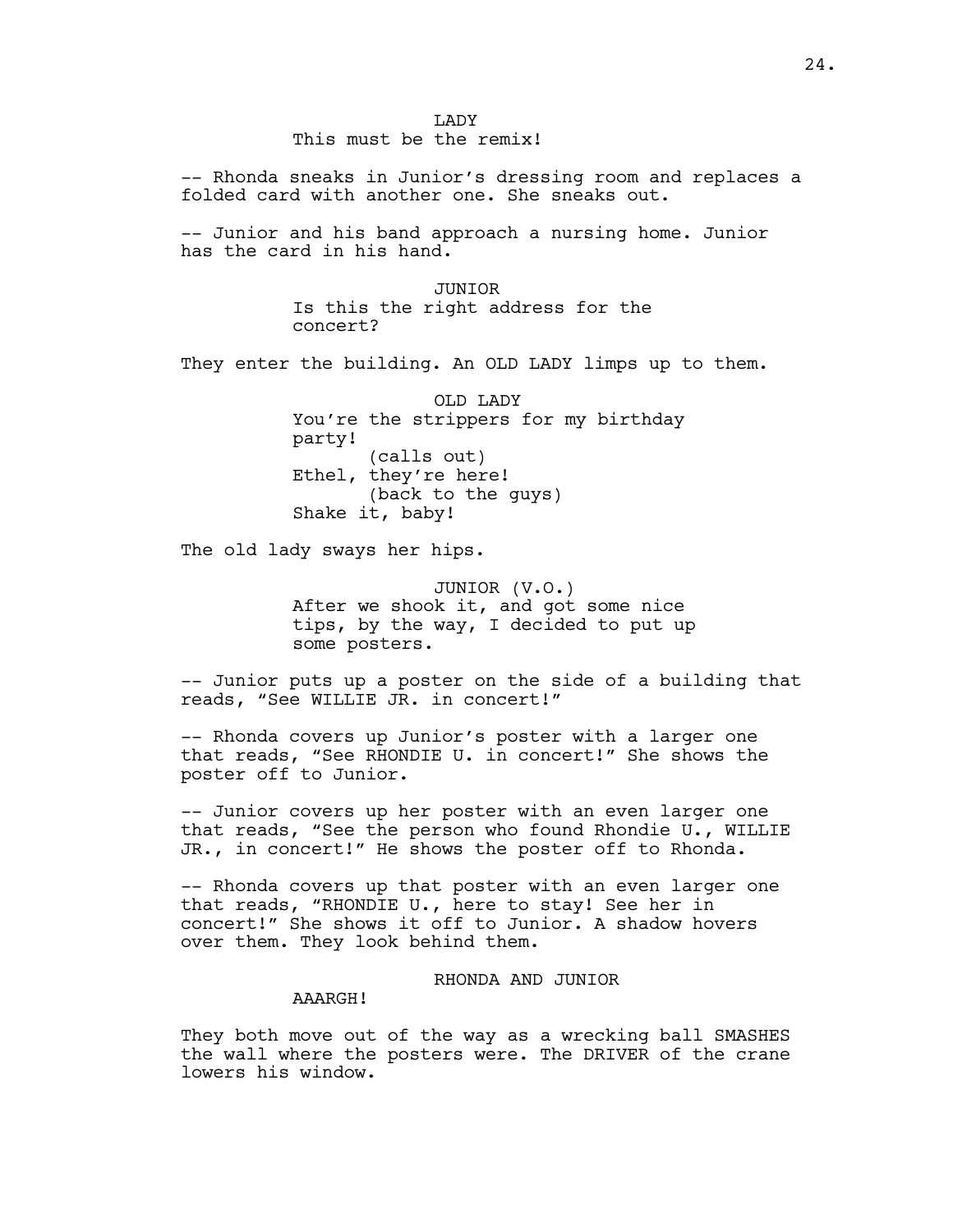LADY
This must be the remix!

-- Rhonda sneaks in Junior's dressing room and replaces a folded card with another one. She sneaks out.

-- Junior and his band approach a nursing home. Junior has the card in his hand.

JUNIOR
Is this the right address for the concert?

They enter the building. An OLD LADY limps up to them.

OLD LADY
You're the strippers for my birthday party!
(calls out)
Ethel, they're here!
(back to the guys)
Shake it, baby!

The old lady sways her hips.

JUNIOR (V.O.)
After we shook it, and got some nice tips, by the way, I decided to put up some posters.

-- Junior puts up a poster on the side of a building that reads, "See WILLIE JR. in concert!"

-- Rhonda covers up Junior's poster with a larger one that reads, "See RHONDIE U. in concert!" She shows the poster off to Junior.

-- Junior covers up her poster with an even larger one that reads, "See the person who found Rhondie U., WILLIE JR., in concert!" He shows the poster off to Rhonda.

-- Rhonda covers up that poster with an even larger one that reads, "RHONDIE U., here to stay! See her in concert!" She shows it off to Junior. A shadow hovers over them. They look behind them.

RHONDA AND JUNIOR
AAARGH!

They both move out of the way as a wrecking ball SMASHES the wall where the posters were. The DRIVER of the crane lowers his window.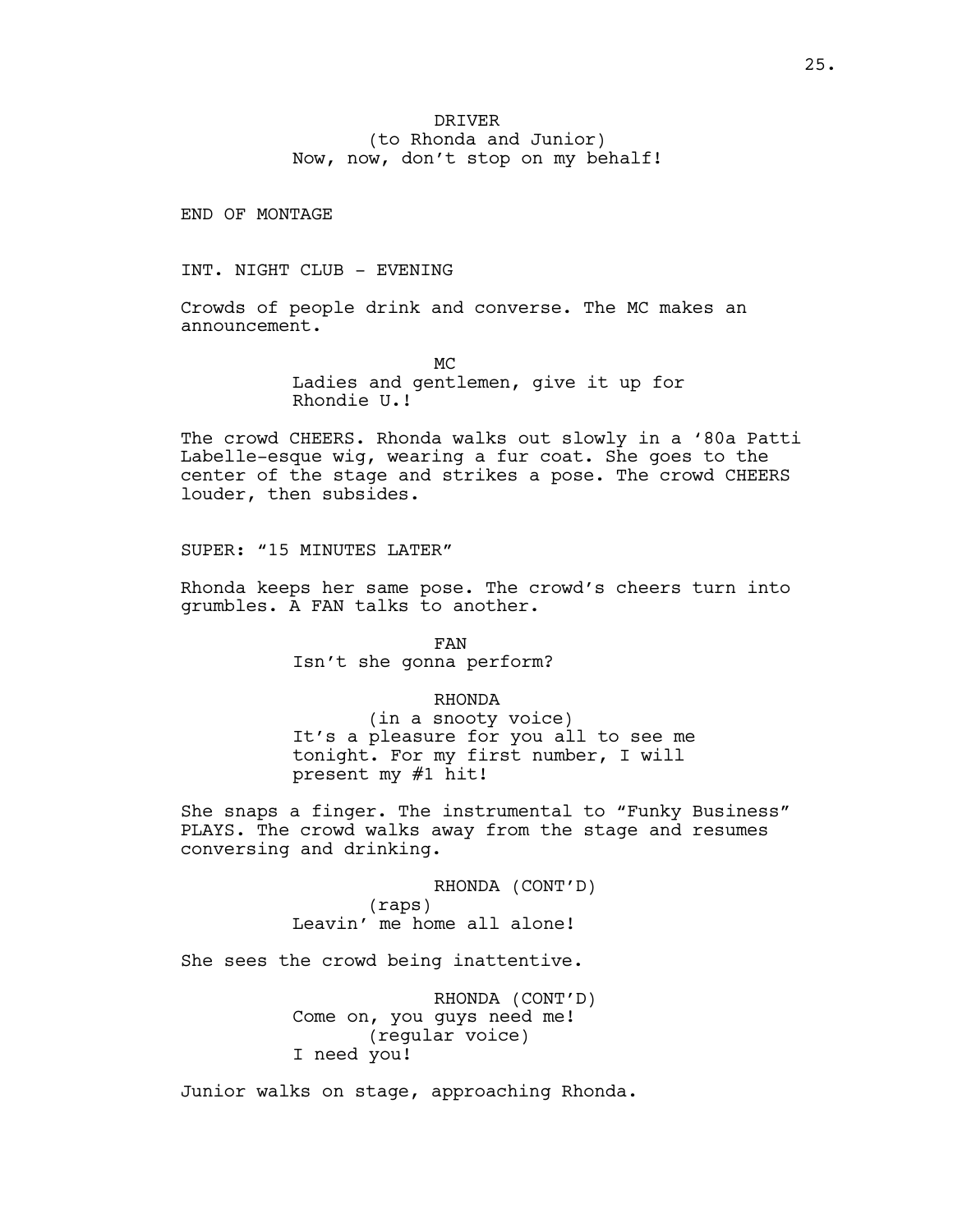DRIVER
(to Rhonda and Junior)
Now, now, don't stop on my behalf!

END OF MONTAGE

INT. NIGHT CLUB - EVENING

Crowds of people drink and converse. The MC makes an announcement.

MC
Ladies and gentlemen, give it up for Rhondie U.!

The crowd CHEERS. Rhonda walks out slowly in a '80a Patti Labelle-esque wig, wearing a fur coat. She goes to the center of the stage and strikes a pose. The crowd CHEERS louder, then subsides.

SUPER: "15 MINUTES LATER"

Rhonda keeps her same pose. The crowd's cheers turn into grumbles. A FAN talks to another.

FAN
Isn't she gonna perform?

RHONDA
(in a snooty voice)
It's a pleasure for you all to see me tonight. For my first number, I will present my #1 hit!

She snaps a finger. The instrumental to "Funky Business" PLAYS. The crowd walks away from the stage and resumes conversing and drinking.

RHONDA (CONT'D)
(raps)
Leavin' me home all alone!

She sees the crowd being inattentive.

RHONDA (CONT'D)
Come on, you guys need me!
(regular voice)
I need you!

Junior walks on stage, approaching Rhonda.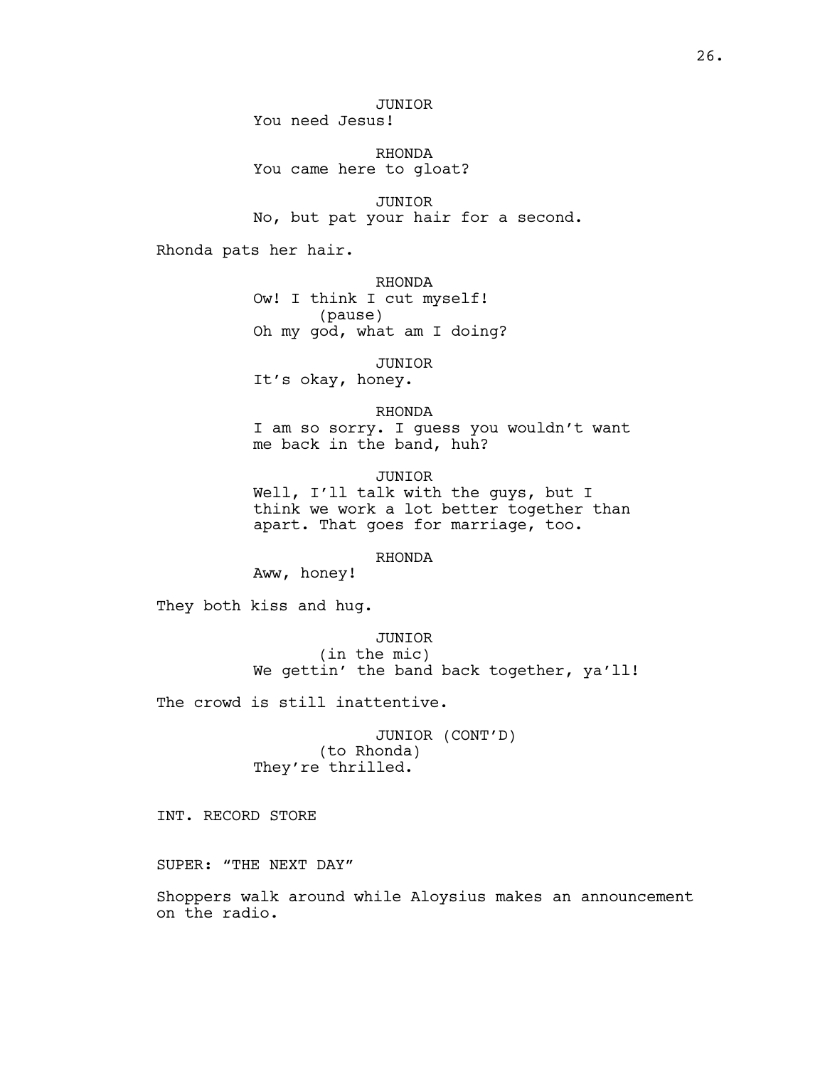JUNIOR
You need Jesus!

RHONDA
You came here to gloat?

JUNIOR
No, but pat your hair for a second.

Rhonda pats her hair.

RHONDA
Ow! I think I cut myself!
(pause)
Oh my god, what am I doing?

JUNIOR
It's okay, honey.

RHONDA
I am so sorry. I guess you wouldn't want me back in the band, huh?

JUNIOR
Well, I'll talk with the guys, but I think we work a lot better together than apart. That goes for marriage, too.

RHONDA
Aww, honey!

They both kiss and hug.

JUNIOR
(in the mic)
We gettin' the band back together, ya'll!

The crowd is still inattentive.

JUNIOR (CONT'D)
(to Rhonda)
They're thrilled.

INT. RECORD STORE

SUPER: "THE NEXT DAY"

Shoppers walk around while Aloysius makes an announcement on the radio.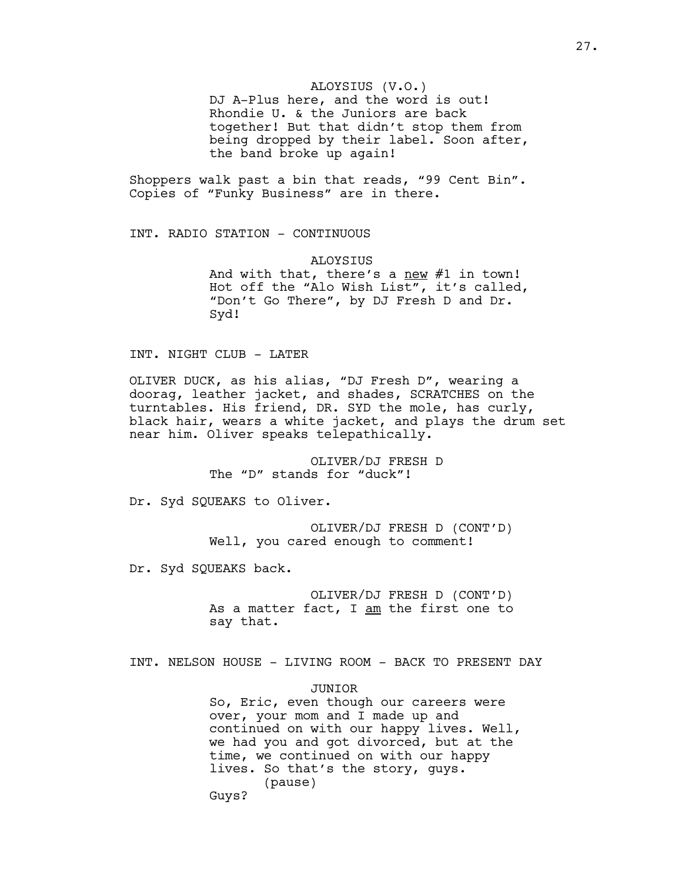ALOYSIUS (V.O.)
DJ A-Plus here, and the word is out! Rhondie U. & the Juniors are back together! But that didn't stop them from being dropped by their label. Soon after, the band broke up again!

Shoppers walk past a bin that reads, "99 Cent Bin". Copies of "Funky Business" are in there.

INT. RADIO STATION - CONTINUOUS

ALOYSIUS
And with that, there's a new #1 in town! Hot off the "Alo Wish List", it's called, "Don't Go There", by DJ Fresh D and Dr. Syd!

INT. NIGHT CLUB - LATER

OLIVER DUCK, as his alias, "DJ Fresh D", wearing a doorag, leather jacket, and shades, SCRATCHES on the turntables. His friend, DR. SYD the mole, has curly, black hair, wears a white jacket, and plays the drum set near him. Oliver speaks telepathically.

OLIVER/DJ FRESH D
The "D" stands for "duck"!

Dr. Syd SQUEAKS to Oliver.

OLIVER/DJ FRESH D (CONT'D)
Well, you cared enough to comment!

Dr. Syd SQUEAKS back.

OLIVER/DJ FRESH D (CONT'D)
As a matter fact, I am the first one to say that.

INT. NELSON HOUSE - LIVING ROOM - BACK TO PRESENT DAY

JUNIOR
So, Eric, even though our careers were over, your mom and I made up and continued on with our happy lives. Well, we had you and got divorced, but at the time, we continued on with our happy lives. So that's the story, guys.
(pause)
Guys?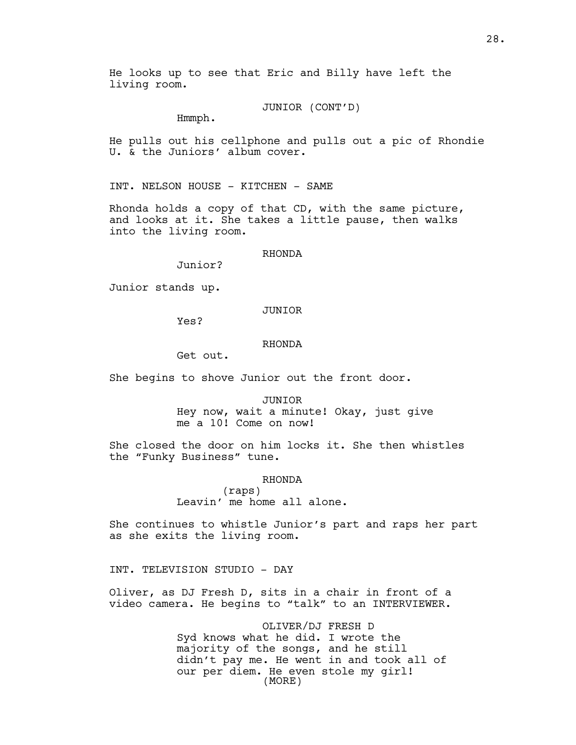He looks up to see that Eric and Billy have left the living room.

JUNIOR (CONT'D)
Hmmph.

He pulls out his cellphone and pulls out a pic of Rhondie U. & the Juniors' album cover.

INT. NELSON HOUSE - KITCHEN - SAME

Rhonda holds a copy of that CD, with the same picture, and looks at it. She takes a little pause, then walks into the living room.

RHONDA
Junior?

Junior stands up.

JUNIOR
Yes?

RHONDA
Get out.

She begins to shove Junior out the front door.

JUNIOR
Hey now, wait a minute! Okay, just give me a 10! Come on now!

She closed the door on him locks it. She then whistles the "Funky Business" tune.

RHONDA
(raps)
Leavin' me home all alone.

She continues to whistle Junior's part and raps her part as she exits the living room.

INT. TELEVISION STUDIO - DAY

Oliver, as DJ Fresh D, sits in a chair in front of a video camera. He begins to "talk" to an INTERVIEWER.

OLIVER/DJ FRESH D
Syd knows what he did. I wrote the majority of the songs, and he still didn't pay me. He went in and took all of our per diem. He even stole my girl!
(MORE)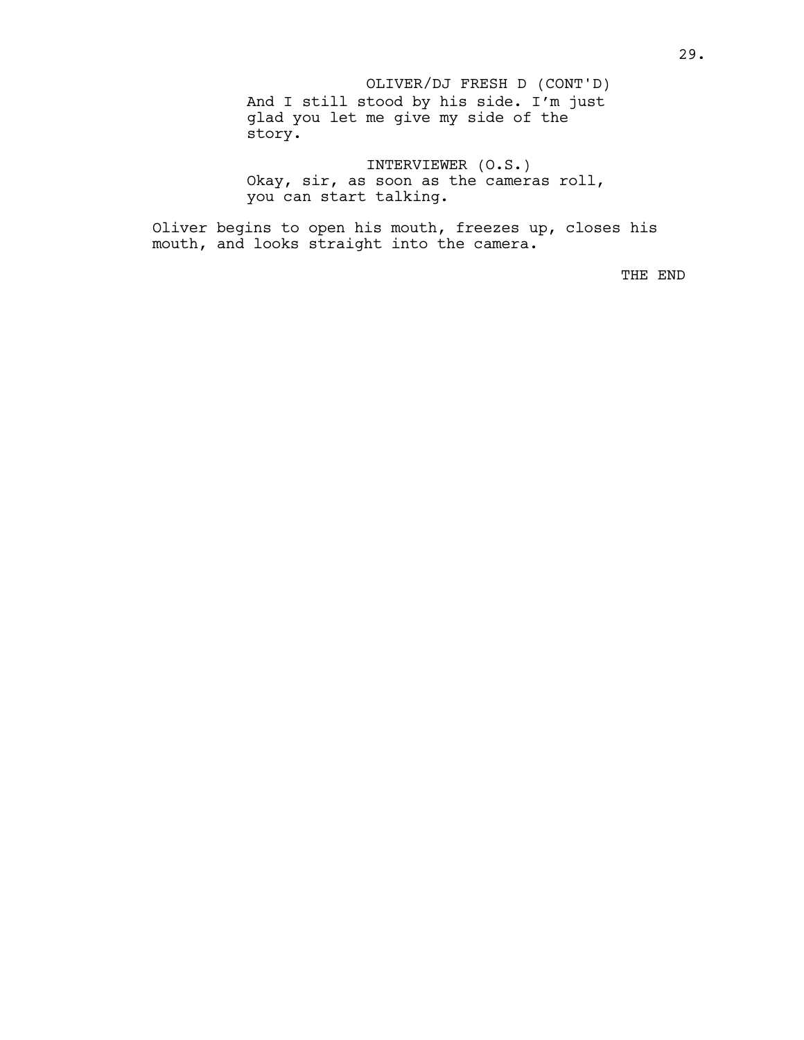OLIVER/DJ FRESH D (CONT'D)
And I still stood by his side. I'm just glad you let me give my side of the story.

INTERVIEWER (O.S.)
Okay, sir, as soon as the cameras roll, you can start talking.

Oliver begins to open his mouth, freezes up, closes his mouth, and looks straight into the camera.

THE END